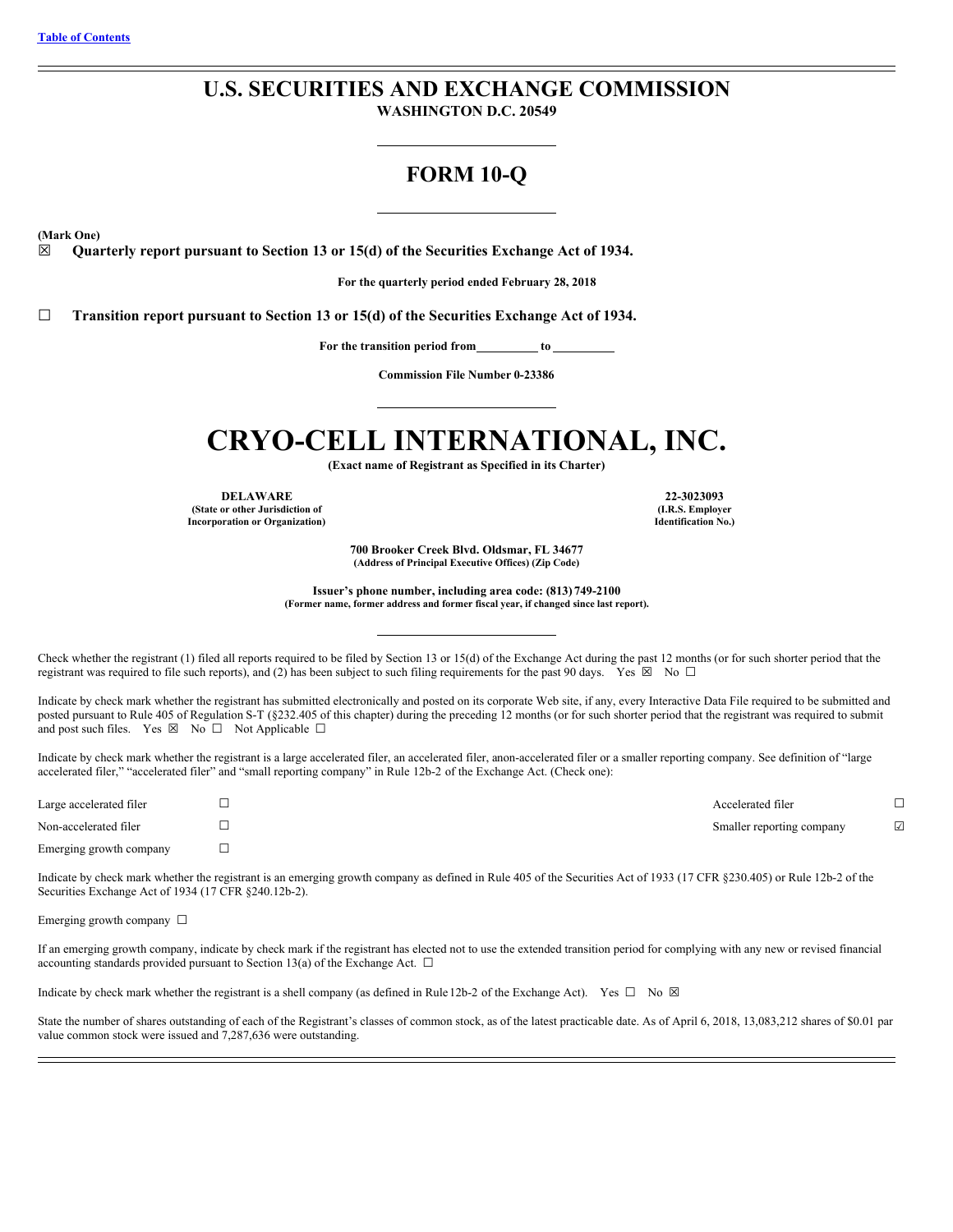[Table of Contents]

# U.S. SECURITIES AND EXCHANGE COMMISSION

**WASHINGTON D.C. 20549**

## FORM 10-Q

**(Mark One)**

☒ **Quarterly report pursuant to Section 13 or 15(d) of the Securities Exchange Act of 1934.**

**For the quarterly period ended February 28, 2018**

☐ **Transition report pursuant to Section 13 or 15(d) of the Securities Exchange Act of 1934.**

**For the transition period from\_\_\_\_\_\_\_\_\_\_ to \_\_\_\_\_\_\_\_\_\_**

**Commission File Number 0-23386**

# CRYO-CELL INTERNATIONAL, INC.

**(Exact name of Registrant as Specified in its Charter)**

| | |
|---|---|
| **DELAWARE** | **22-3023093** |
| **(State or other Jurisdiction of Incorporation or Organization)** | **(I.R.S. Employer Identification No.)** |

**700 Brooker Creek Blvd. Oldsmar, FL 34677**
**(Address of Principal Executive Offices) (Zip Code)**

**Issuer's phone number, including area code: (813) 749-2100**
**(Former name, former address and former fiscal year, if changed since last report).**

Check whether the registrant (1) filed all reports required to be filed by Section 13 or 15(d) of the Exchange Act during the past 12 months (or for such shorter period that the registrant was required to file such reports), and (2) has been subject to such filing requirements for the past 90 days. Yes ☒ No ☐

Indicate by check mark whether the registrant has submitted electronically and posted on its corporate Web site, if any, every Interactive Data File required to be submitted and posted pursuant to Rule 405 of Regulation S-T (§232.405 of this chapter) during the preceding 12 months (or for such shorter period that the registrant was required to submit and post such files. Yes ☒ No ☐ Not Applicable ☐

Indicate by check mark whether the registrant is a large accelerated filer, an accelerated filer, anon-accelerated filer or a smaller reporting company. See definition of "large accelerated filer," "accelerated filer" and "small reporting company" in Rule 12b-2 of the Exchange Act. (Check one):

| | | | |
|---|---|---|---|
| Large accelerated filer | ☐ | Accelerated filer | ☐ |
| Non-accelerated filer | ☐ | Smaller reporting company | ☑ |
| Emerging growth company | ☐ | | |

Indicate by check mark whether the registrant is an emerging growth company as defined in Rule 405 of the Securities Act of 1933 (17 CFR §230.405) or Rule 12b-2 of the Securities Exchange Act of 1934 (17 CFR §240.12b-2).

Emerging growth company ☐

If an emerging growth company, indicate by check mark if the registrant has elected not to use the extended transition period for complying with any new or revised financial accounting standards provided pursuant to Section 13(a) of the Exchange Act. ☐

Indicate by check mark whether the registrant is a shell company (as defined in Rule 12b-2 of the Exchange Act). Yes ☐ No ☒

State the number of shares outstanding of each of the Registrant's classes of common stock, as of the latest practicable date. As of April 6, 2018, 13,083,212 shares of $0.01 par value common stock were issued and 7,287,636 were outstanding.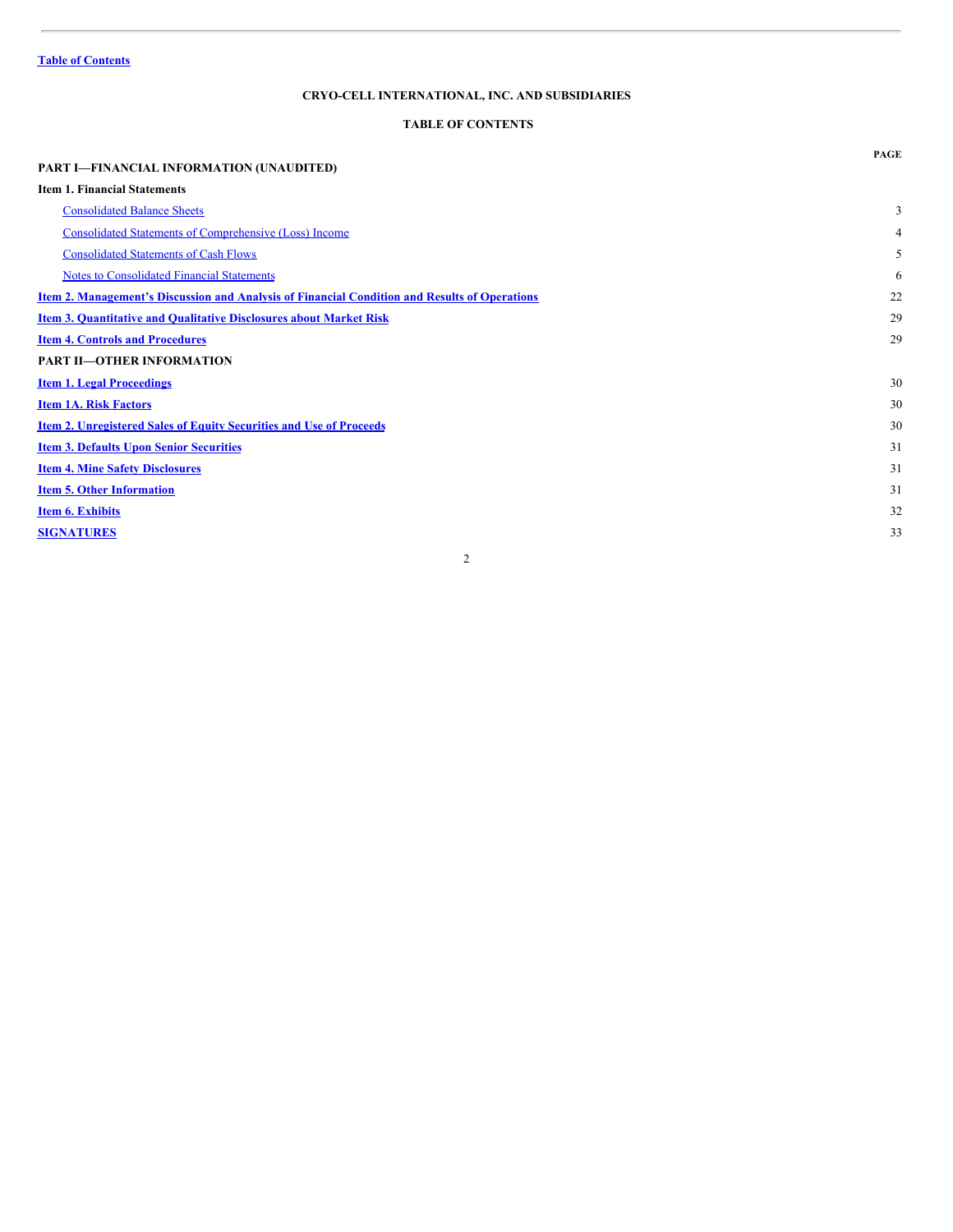Table of Contents

**CRYO-CELL INTERNATIONAL, INC. AND SUBSIDIARIES**

**TABLE OF CONTENTS**

| | PAGE |
|---|---|
| **PART I—FINANCIAL INFORMATION (UNAUDITED)** | |
| **Item 1. Financial Statements** | |
| Consolidated Balance Sheets | 3 |
| Consolidated Statements of Comprehensive (Loss) Income | 4 |
| Consolidated Statements of Cash Flows | 5 |
| Notes to Consolidated Financial Statements | 6 |
| **Item 2. Management's Discussion and Analysis of Financial Condition and Results of Operations** | 22 |
| **Item 3. Quantitative and Qualitative Disclosures about Market Risk** | 29 |
| **Item 4. Controls and Procedures** | 29 |
| **PART II—OTHER INFORMATION** | |
| **Item 1. Legal Proceedings** | 30 |
| **Item 1A. Risk Factors** | 30 |
| **Item 2. Unregistered Sales of Equity Securities and Use of Proceeds** | 30 |
| **Item 3. Defaults Upon Senior Securities** | 31 |
| **Item 4. Mine Safety Disclosures** | 31 |
| **Item 5. Other Information** | 31 |
| **Item 6. Exhibits** | 32 |
| **SIGNATURES** | 33 |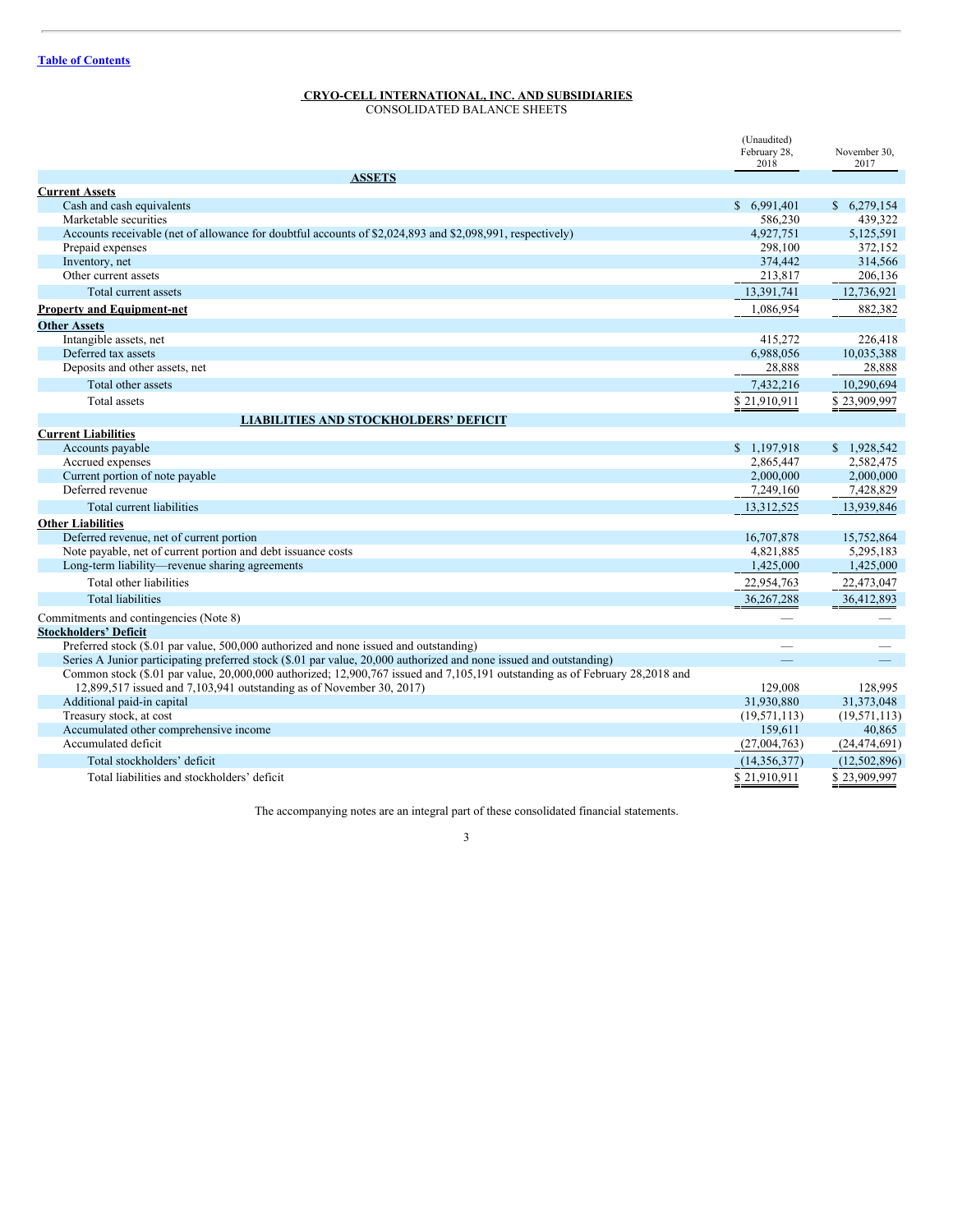Table of Contents

**CRYO-CELL INTERNATIONAL, INC. AND SUBSIDIARIES**
CONSOLIDATED BALANCE SHEETS

| | (Unaudited) February 28, 2018 | November 30, 2017 |
|---|---|---|
| **ASSETS** | | |
| **Current Assets** | | |
| Cash and cash equivalents | $ 6,991,401 | $ 6,279,154 |
| Marketable securities | 586,230 | 439,322 |
| Accounts receivable (net of allowance for doubtful accounts of $2,024,893 and $2,098,991, respectively) | 4,927,751 | 5,125,591 |
| Prepaid expenses | 298,100 | 372,152 |
| Inventory, net | 374,442 | 314,566 |
| Other current assets | 213,817 | 206,136 |
| Total current assets | 13,391,741 | 12,736,921 |
| **Property and Equipment-net** | 1,086,954 | 882,382 |
| **Other Assets** | | |
| Intangible assets, net | 415,272 | 226,418 |
| Deferred tax assets | 6,988,056 | 10,035,388 |
| Deposits and other assets, net | 28,888 | 28,888 |
| Total other assets | 7,432,216 | 10,290,694 |
| Total assets | $ 21,910,911 | $ 23,909,997 |
| **LIABILITIES AND STOCKHOLDERS' DEFICIT** | | |
| **Current Liabilities** | | |
| Accounts payable | $ 1,197,918 | $ 1,928,542 |
| Accrued expenses | 2,865,447 | 2,582,475 |
| Current portion of note payable | 2,000,000 | 2,000,000 |
| Deferred revenue | 7,249,160 | 7,428,829 |
| Total current liabilities | 13,312,525 | 13,939,846 |
| **Other Liabilities** | | |
| Deferred revenue, net of current portion | 16,707,878 | 15,752,864 |
| Note payable, net of current portion and debt issuance costs | 4,821,885 | 5,295,183 |
| Long-term liability—revenue sharing agreements | 1,425,000 | 1,425,000 |
| Total other liabilities | 22,954,763 | 22,473,047 |
| Total liabilities | 36,267,288 | 36,412,893 |
| Commitments and contingencies (Note 8) | — | — |
| **Stockholders' Deficit** | | |
| Preferred stock ($.01 par value, 500,000 authorized and none issued and outstanding) | — | — |
| Series A Junior participating preferred stock ($.01 par value, 20,000 authorized and none issued and outstanding) | — | — |
| Common stock ($.01 par value, 20,000,000 authorized; 12,900,767 issued and 7,105,191 outstanding as of February 28,2018 and 12,899,517 issued and 7,103,941 outstanding as of November 30, 2017) | 129,008 | 128,995 |
| Additional paid-in capital | 31,930,880 | 31,373,048 |
| Treasury stock, at cost | (19,571,113) | (19,571,113) |
| Accumulated other comprehensive income | 159,611 | 40,865 |
| Accumulated deficit | (27,004,763) | (24,474,691) |
| Total stockholders' deficit | (14,356,377) | (12,502,896) |
| Total liabilities and stockholders' deficit | $ 21,910,911 | $ 23,909,997 |

The accompanying notes are an integral part of these consolidated financial statements.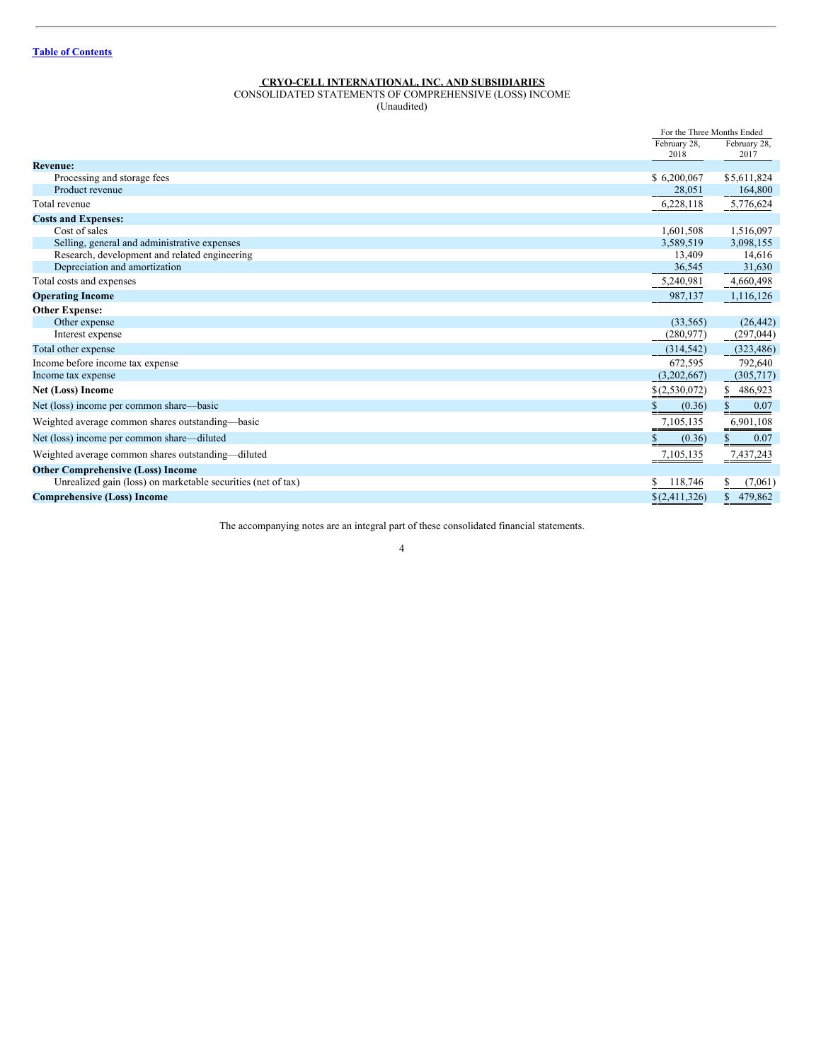[Table of Contents](#)

**CRYO-CELL INTERNATIONAL, INC. AND SUBSIDIARIES**

CONSOLIDATED STATEMENTS OF COMPREHENSIVE (LOSS) INCOME

(Unaudited)

| | For the Three Months Ended | |
|---|---|---|
| | February 28, 2018 | February 28, 2017 |
| **Revenue:** | | |
| Processing and storage fees | $ 6,200,067 | $ 5,611,824 |
| Product revenue | 28,051 | 164,800 |
| Total revenue | 6,228,118 | 5,776,624 |
| **Costs and Expenses:** | | |
| Cost of sales | 1,601,508 | 1,516,097 |
| Selling, general and administrative expenses | 3,589,519 | 3,098,155 |
| Research, development and related engineering | 13,409 | 14,616 |
| Depreciation and amortization | 36,545 | 31,630 |
| Total costs and expenses | 5,240,981 | 4,660,498 |
| **Operating Income** | 987,137 | 1,116,126 |
| **Other Expense:** | | |
| Other expense | (33,565) | (26,442) |
| Interest expense | (280,977) | (297,044) |
| Total other expense | (314,542) | (323,486) |
| Income before income tax expense | 672,595 | 792,640 |
| Income tax expense | (3,202,667) | (305,717) |
| **Net (Loss) Income** | $ (2,530,072) | $ 486,923 |
| Net (loss) income per common share—basic | $ (0.36) | $ 0.07 |
| Weighted average common shares outstanding—basic | 7,105,135 | 6,901,108 |
| Net (loss) income per common share—diluted | $ (0.36) | $ 0.07 |
| Weighted average common shares outstanding—diluted | 7,105,135 | 7,437,243 |
| **Other Comprehensive (Loss) Income** | | |
| Unrealized gain (loss) on marketable securities (net of tax) | $ 118,746 | $ (7,061) |
| **Comprehensive (Loss) Income** | $ (2,411,326) | $ 479,862 |

The accompanying notes are an integral part of these consolidated financial statements.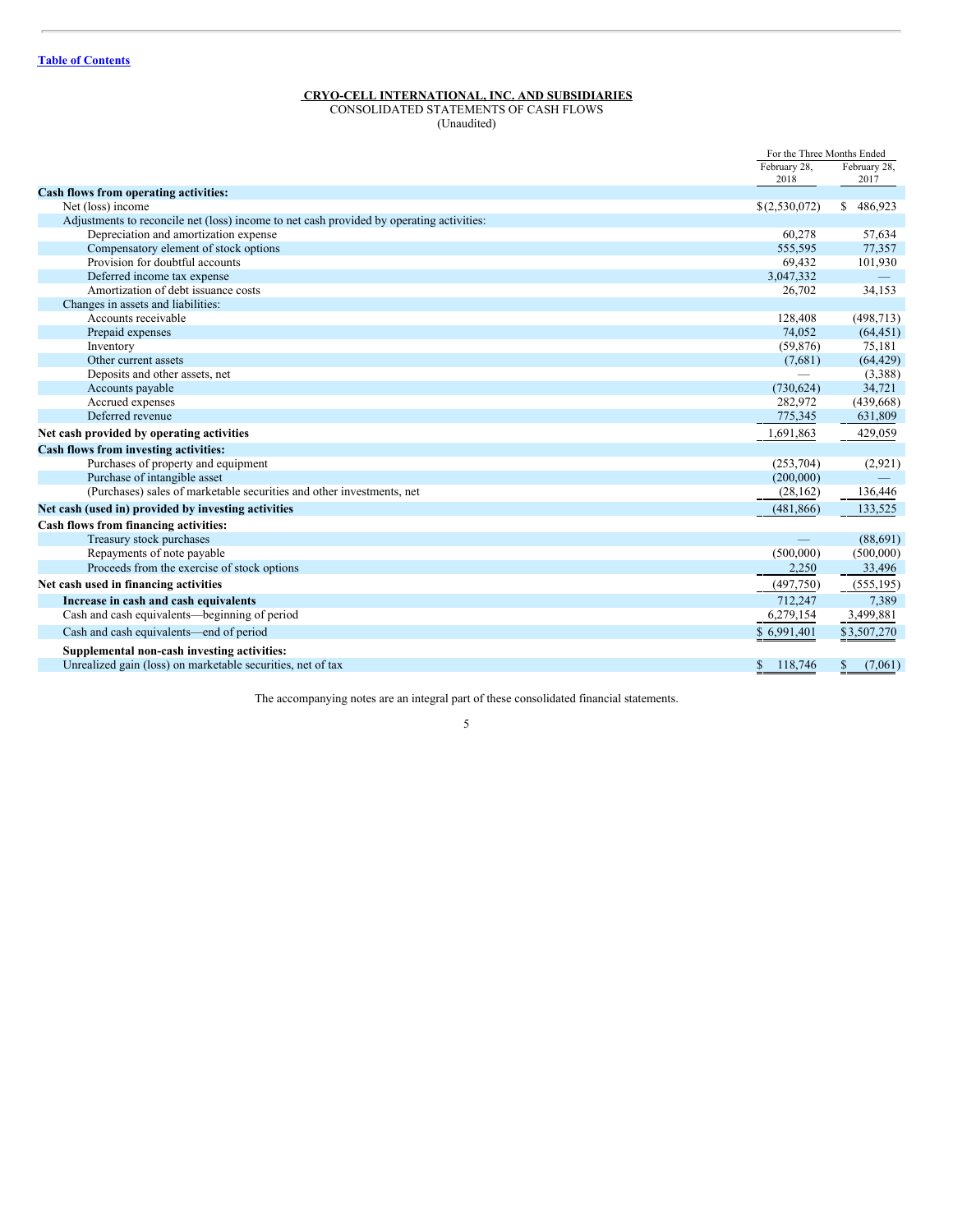**CRYO-CELL INTERNATIONAL, INC. AND SUBSIDIARIES**
CONSOLIDATED STATEMENTS OF CASH FLOWS
(Unaudited)

| | For the Three Months Ended | |
|---|---|---|
| | February 28, 2018 | February 28, 2017 |
| **Cash flows from operating activities:** | | |
| Net (loss) income | $(2,530,072) | $ 486,923 |
| Adjustments to reconcile net (loss) income to net cash provided by operating activities: | | |
| Depreciation and amortization expense | 60,278 | 57,634 |
| Compensatory element of stock options | 555,595 | 77,357 |
| Provision for doubtful accounts | 69,432 | 101,930 |
| Deferred income tax expense | 3,047,332 | — |
| Amortization of debt issuance costs | 26,702 | 34,153 |
| Changes in assets and liabilities: | | |
| Accounts receivable | 128,408 | (498,713) |
| Prepaid expenses | 74,052 | (64,451) |
| Inventory | (59,876) | 75,181 |
| Other current assets | (7,681) | (64,429) |
| Deposits and other assets, net | — | (3,388) |
| Accounts payable | (730,624) | 34,721 |
| Accrued expenses | 282,972 | (439,668) |
| Deferred revenue | 775,345 | 631,809 |
| **Net cash provided by operating activities** | 1,691,863 | 429,059 |
| **Cash flows from investing activities:** | | |
| Purchases of property and equipment | (253,704) | (2,921) |
| Purchase of intangible asset | (200,000) | — |
| (Purchases) sales of marketable securities and other investments, net | (28,162) | 136,446 |
| **Net cash (used in) provided by investing activities** | (481,866) | 133,525 |
| **Cash flows from financing activities:** | | |
| Treasury stock purchases | — | (88,691) |
| Repayments of note payable | (500,000) | (500,000) |
| Proceeds from the exercise of stock options | 2,250 | 33,496 |
| **Net cash used in financing activities** | (497,750) | (555,195) |
| **Increase in cash and cash equivalents** | 712,247 | 7,389 |
| Cash and cash equivalents—beginning of period | 6,279,154 | 3,499,881 |
| Cash and cash equivalents—end of period | $ 6,991,401 | $3,507,270 |
| **Supplemental non-cash investing activities:** | | |
| Unrealized gain (loss) on marketable securities, net of tax | $ 118,746 | $ (7,061) |

The accompanying notes are an integral part of these consolidated financial statements.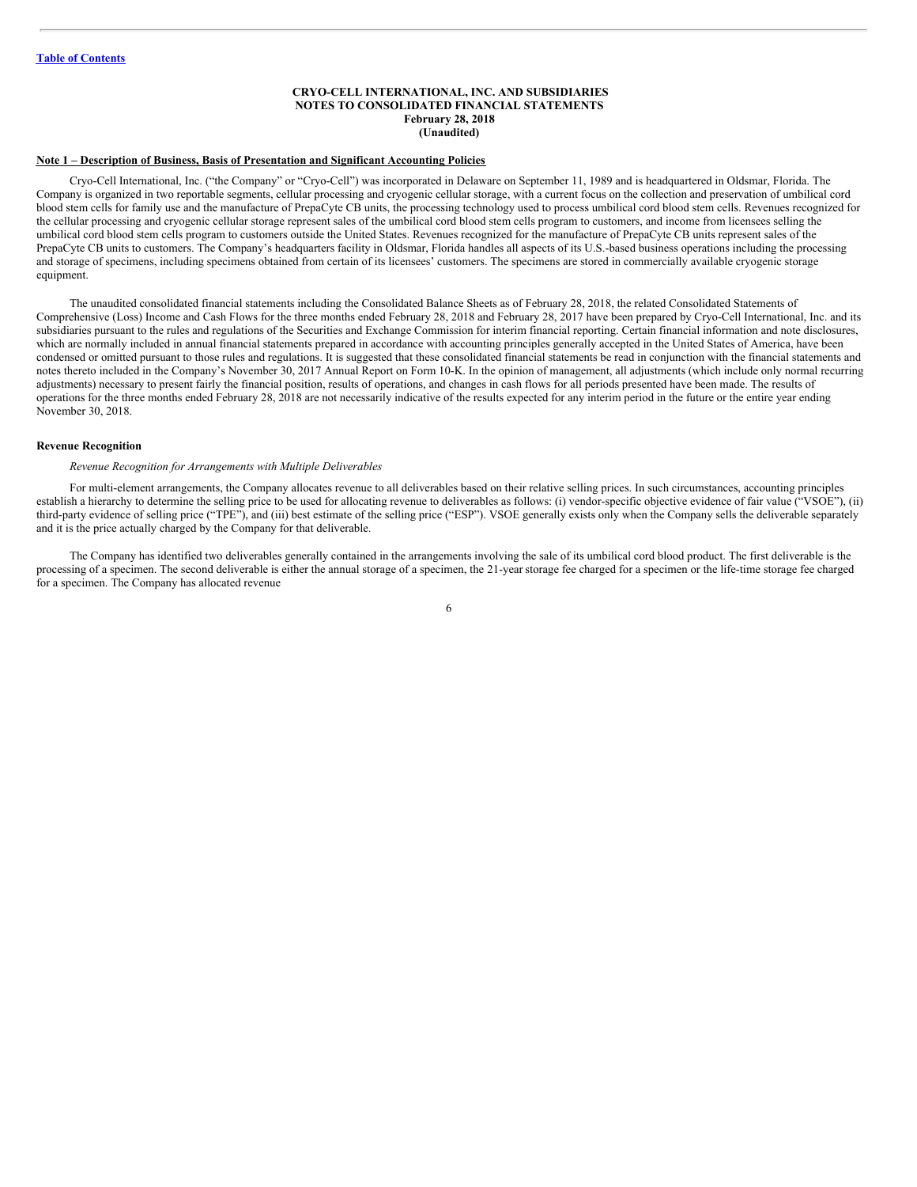**CRYO-CELL INTERNATIONAL, INC. AND SUBSIDIARIES**
**NOTES TO CONSOLIDATED FINANCIAL STATEMENTS**
**February 28, 2018**
**(Unaudited)**

## Note 1 – Description of Business, Basis of Presentation and Significant Accounting Policies

Cryo-Cell International, Inc. ("the Company" or "Cryo-Cell") was incorporated in Delaware on September 11, 1989 and is headquartered in Oldsmar, Florida. The Company is organized in two reportable segments, cellular processing and cryogenic cellular storage, with a current focus on the collection and preservation of umbilical cord blood stem cells for family use and the manufacture of PrepaCyte CB units, the processing technology used to process umbilical cord blood stem cells. Revenues recognized for the cellular processing and cryogenic cellular storage represent sales of the umbilical cord blood stem cells program to customers, and income from licensees selling the umbilical cord blood stem cells program to customers outside the United States. Revenues recognized for the manufacture of PrepaCyte CB units represent sales of the PrepaCyte CB units to customers. The Company's headquarters facility in Oldsmar, Florida handles all aspects of its U.S.-based business operations including the processing and storage of specimens, including specimens obtained from certain of its licensees' customers. The specimens are stored in commercially available cryogenic storage equipment.

The unaudited consolidated financial statements including the Consolidated Balance Sheets as of February 28, 2018, the related Consolidated Statements of Comprehensive (Loss) Income and Cash Flows for the three months ended February 28, 2018 and February 28, 2017 have been prepared by Cryo-Cell International, Inc. and its subsidiaries pursuant to the rules and regulations of the Securities and Exchange Commission for interim financial reporting. Certain financial information and note disclosures, which are normally included in annual financial statements prepared in accordance with accounting principles generally accepted in the United States of America, have been condensed or omitted pursuant to those rules and regulations. It is suggested that these consolidated financial statements be read in conjunction with the financial statements and notes thereto included in the Company's November 30, 2017 Annual Report on Form 10-K. In the opinion of management, all adjustments (which include only normal recurring adjustments) necessary to present fairly the financial position, results of operations, and changes in cash flows for all periods presented have been made. The results of operations for the three months ended February 28, 2018 are not necessarily indicative of the results expected for any interim period in the future or the entire year ending November 30, 2018.

### Revenue Recognition

*Revenue Recognition for Arrangements with Multiple Deliverables*

For multi-element arrangements, the Company allocates revenue to all deliverables based on their relative selling prices. In such circumstances, accounting principles establish a hierarchy to determine the selling price to be used for allocating revenue to deliverables as follows: (i) vendor-specific objective evidence of fair value ("VSOE"), (ii) third-party evidence of selling price ("TPE"), and (iii) best estimate of the selling price ("ESP"). VSOE generally exists only when the Company sells the deliverable separately and it is the price actually charged by the Company for that deliverable.

The Company has identified two deliverables generally contained in the arrangements involving the sale of its umbilical cord blood product. The first deliverable is the processing of a specimen. The second deliverable is either the annual storage of a specimen, the 21-year storage fee charged for a specimen or the life-time storage fee charged for a specimen. The Company has allocated revenue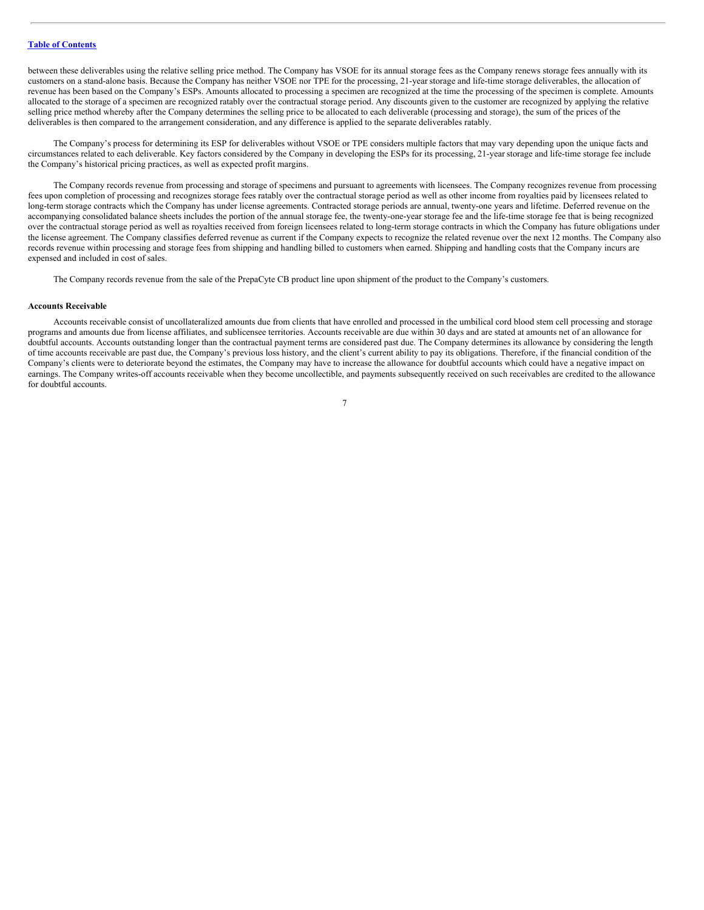between these deliverables using the relative selling price method. The Company has VSOE for its annual storage fees as the Company renews storage fees annually with its customers on a stand-alone basis. Because the Company has neither VSOE nor TPE for the processing, 21-year storage and life-time storage deliverables, the allocation of revenue has been based on the Company's ESPs. Amounts allocated to processing a specimen are recognized at the time the processing of the specimen is complete. Amounts allocated to the storage of a specimen are recognized ratably over the contractual storage period. Any discounts given to the customer are recognized by applying the relative selling price method whereby after the Company determines the selling price to be allocated to each deliverable (processing and storage), the sum of the prices of the deliverables is then compared to the arrangement consideration, and any difference is applied to the separate deliverables ratably.

The Company's process for determining its ESP for deliverables without VSOE or TPE considers multiple factors that may vary depending upon the unique facts and circumstances related to each deliverable. Key factors considered by the Company in developing the ESPs for its processing, 21-year storage and life-time storage fee include the Company's historical pricing practices, as well as expected profit margins.

The Company records revenue from processing and storage of specimens and pursuant to agreements with licensees. The Company recognizes revenue from processing fees upon completion of processing and recognizes storage fees ratably over the contractual storage period as well as other income from royalties paid by licensees related to long-term storage contracts which the Company has under license agreements. Contracted storage periods are annual, twenty-one years and lifetime. Deferred revenue on the accompanying consolidated balance sheets includes the portion of the annual storage fee, the twenty-one-year storage fee and the life-time storage fee that is being recognized over the contractual storage period as well as royalties received from foreign licensees related to long-term storage contracts in which the Company has future obligations under the license agreement. The Company classifies deferred revenue as current if the Company expects to recognize the related revenue over the next 12 months. The Company also records revenue within processing and storage fees from shipping and handling billed to customers when earned. Shipping and handling costs that the Company incurs are expensed and included in cost of sales.

The Company records revenue from the sale of the PrepaCyte CB product line upon shipment of the product to the Company's customers.

**Accounts Receivable**

Accounts receivable consist of uncollateralized amounts due from clients that have enrolled and processed in the umbilical cord blood stem cell processing and storage programs and amounts due from license affiliates, and sublicensee territories. Accounts receivable are due within 30 days and are stated at amounts net of an allowance for doubtful accounts. Accounts outstanding longer than the contractual payment terms are considered past due. The Company determines its allowance by considering the length of time accounts receivable are past due, the Company's previous loss history, and the client's current ability to pay its obligations. Therefore, if the financial condition of the Company's clients were to deteriorate beyond the estimates, the Company may have to increase the allowance for doubtful accounts which could have a negative impact on earnings. The Company writes-off accounts receivable when they become uncollectible, and payments subsequently received on such receivables are credited to the allowance for doubtful accounts.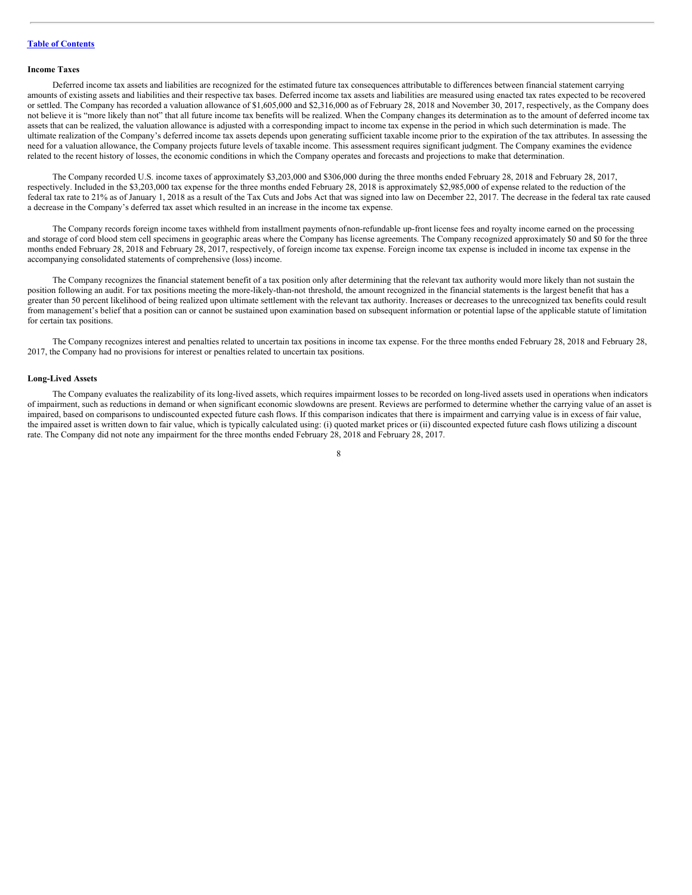## Income Taxes

Deferred income tax assets and liabilities are recognized for the estimated future tax consequences attributable to differences between financial statement carrying amounts of existing assets and liabilities and their respective tax bases. Deferred income tax assets and liabilities are measured using enacted tax rates expected to be recovered or settled. The Company has recorded a valuation allowance of $1,605,000 and $2,316,000 as of February 28, 2018 and November 30, 2017, respectively, as the Company does not believe it is "more likely than not" that all future income tax benefits will be realized. When the Company changes its determination as to the amount of deferred income tax assets that can be realized, the valuation allowance is adjusted with a corresponding impact to income tax expense in the period in which such determination is made. The ultimate realization of the Company's deferred income tax assets depends upon generating sufficient taxable income prior to the expiration of the tax attributes. In assessing the need for a valuation allowance, the Company projects future levels of taxable income. This assessment requires significant judgment. The Company examines the evidence related to the recent history of losses, the economic conditions in which the Company operates and forecasts and projections to make that determination.

The Company recorded U.S. income taxes of approximately $3,203,000 and $306,000 during the three months ended February 28, 2018 and February 28, 2017, respectively. Included in the $3,203,000 tax expense for the three months ended February 28, 2018 is approximately $2,985,000 of expense related to the reduction of the federal tax rate to 21% as of January 1, 2018 as a result of the Tax Cuts and Jobs Act that was signed into law on December 22, 2017. The decrease in the federal tax rate caused a decrease in the Company's deferred tax asset which resulted in an increase in the income tax expense.

The Company records foreign income taxes withheld from installment payments of non-refundable up-front license fees and royalty income earned on the processing and storage of cord blood stem cell specimens in geographic areas where the Company has license agreements. The Company recognized approximately $0 and $0 for the three months ended February 28, 2018 and February 28, 2017, respectively, of foreign income tax expense. Foreign income tax expense is included in income tax expense in the accompanying consolidated statements of comprehensive (loss) income.

The Company recognizes the financial statement benefit of a tax position only after determining that the relevant tax authority would more likely than not sustain the position following an audit. For tax positions meeting the more-likely-than-not threshold, the amount recognized in the financial statements is the largest benefit that has a greater than 50 percent likelihood of being realized upon ultimate settlement with the relevant tax authority. Increases or decreases to the unrecognized tax benefits could result from management's belief that a position can or cannot be sustained upon examination based on subsequent information or potential lapse of the applicable statute of limitation for certain tax positions.

The Company recognizes interest and penalties related to uncertain tax positions in income tax expense. For the three months ended February 28, 2018 and February 28, 2017, the Company had no provisions for interest or penalties related to uncertain tax positions.

## Long-Lived Assets

The Company evaluates the realizability of its long-lived assets, which requires impairment losses to be recorded on long-lived assets used in operations when indicators of impairment, such as reductions in demand or when significant economic slowdowns are present. Reviews are performed to determine whether the carrying value of an asset is impaired, based on comparisons to undiscounted expected future cash flows. If this comparison indicates that there is impairment and carrying value is in excess of fair value, the impaired asset is written down to fair value, which is typically calculated using: (i) quoted market prices or (ii) discounted expected future cash flows utilizing a discount rate. The Company did not note any impairment for the three months ended February 28, 2018 and February 28, 2017.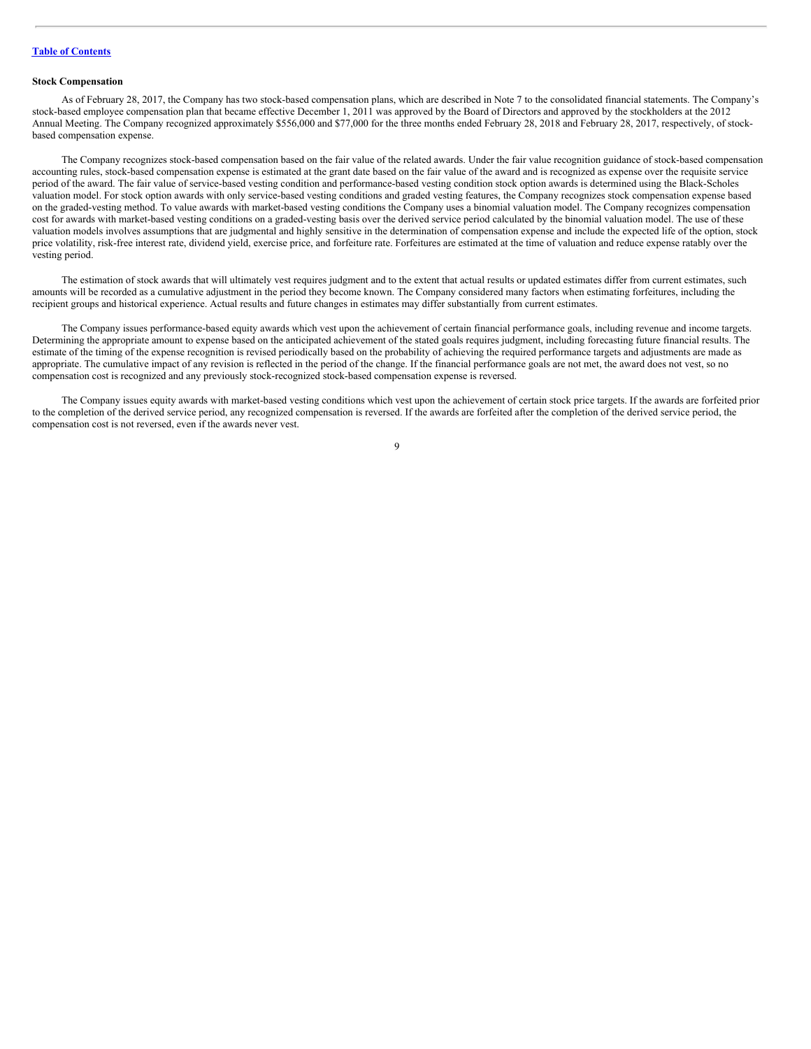**Stock Compensation**

As of February 28, 2017, the Company has two stock-based compensation plans, which are described in Note 7 to the consolidated financial statements. The Company's stock-based employee compensation plan that became effective December 1, 2011 was approved by the Board of Directors and approved by the stockholders at the 2012 Annual Meeting. The Company recognized approximately $556,000 and $77,000 for the three months ended February 28, 2018 and February 28, 2017, respectively, of stock-based compensation expense.

The Company recognizes stock-based compensation based on the fair value of the related awards. Under the fair value recognition guidance of stock-based compensation accounting rules, stock-based compensation expense is estimated at the grant date based on the fair value of the award and is recognized as expense over the requisite service period of the award. The fair value of service-based vesting condition and performance-based vesting condition stock option awards is determined using the Black-Scholes valuation model. For stock option awards with only service-based vesting conditions and graded vesting features, the Company recognizes stock compensation expense based on the graded-vesting method. To value awards with market-based vesting conditions the Company uses a binomial valuation model. The Company recognizes compensation cost for awards with market-based vesting conditions on a graded-vesting basis over the derived service period calculated by the binomial valuation model. The use of these valuation models involves assumptions that are judgmental and highly sensitive in the determination of compensation expense and include the expected life of the option, stock price volatility, risk-free interest rate, dividend yield, exercise price, and forfeiture rate. Forfeitures are estimated at the time of valuation and reduce expense ratably over the vesting period.

The estimation of stock awards that will ultimately vest requires judgment and to the extent that actual results or updated estimates differ from current estimates, such amounts will be recorded as a cumulative adjustment in the period they become known. The Company considered many factors when estimating forfeitures, including the recipient groups and historical experience. Actual results and future changes in estimates may differ substantially from current estimates.

The Company issues performance-based equity awards which vest upon the achievement of certain financial performance goals, including revenue and income targets. Determining the appropriate amount to expense based on the anticipated achievement of the stated goals requires judgment, including forecasting future financial results. The estimate of the timing of the expense recognition is revised periodically based on the probability of achieving the required performance targets and adjustments are made as appropriate. The cumulative impact of any revision is reflected in the period of the change. If the financial performance goals are not met, the award does not vest, so no compensation cost is recognized and any previously stock-recognized stock-based compensation expense is reversed.

The Company issues equity awards with market-based vesting conditions which vest upon the achievement of certain stock price targets. If the awards are forfeited prior to the completion of the derived service period, any recognized compensation is reversed. If the awards are forfeited after the completion of the derived service period, the compensation cost is not reversed, even if the awards never vest.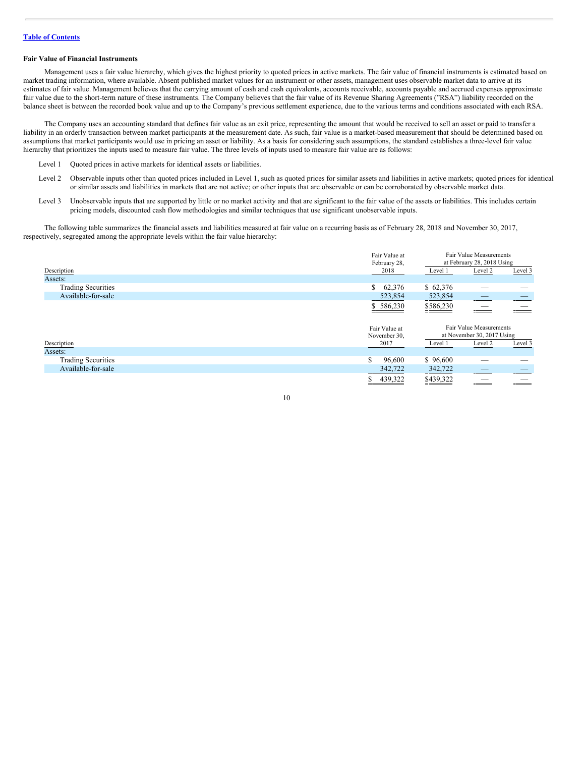Table of Contents

**Fair Value of Financial Instruments**

Management uses a fair value hierarchy, which gives the highest priority to quoted prices in active markets. The fair value of financial instruments is estimated based on market trading information, where available. Absent published market values for an instrument or other assets, management uses observable market data to arrive at its estimates of fair value. Management believes that the carrying amount of cash and cash equivalents, accounts receivable, accounts payable and accrued expenses approximate fair value due to the short-term nature of these instruments. The Company believes that the fair value of its Revenue Sharing Agreements ("RSA") liability recorded on the balance sheet is between the recorded book value and up to the Company's previous settlement experience, due to the various terms and conditions associated with each RSA.

The Company uses an accounting standard that defines fair value as an exit price, representing the amount that would be received to sell an asset or paid to transfer a liability in an orderly transaction between market participants at the measurement date. As such, fair value is a market-based measurement that should be determined based on assumptions that market participants would use in pricing an asset or liability. As a basis for considering such assumptions, the standard establishes a three-level fair value hierarchy that prioritizes the inputs used to measure fair value. The three levels of inputs used to measure fair value are as follows:

Level 1 Quoted prices in active markets for identical assets or liabilities.

Level 2 Observable inputs other than quoted prices included in Level 1, such as quoted prices for similar assets and liabilities in active markets; quoted prices for identical or similar assets and liabilities in markets that are not active; or other inputs that are observable or can be corroborated by observable market data.

Level 3 Unobservable inputs that are supported by little or no market activity and that are significant to the fair value of the assets or liabilities. This includes certain pricing models, discounted cash flow methodologies and similar techniques that use significant unobservable inputs.

The following table summarizes the financial assets and liabilities measured at fair value on a recurring basis as of February 28, 2018 and November 30, 2017, respectively, segregated among the appropriate levels within the fair value hierarchy:

| Description | Fair Value at February 28, 2018 | Fair Value Measurements at February 28, 2018 Using | | |
|---|---|---|---|---|
| | | Level 1 | Level 2 | Level 3 |
| Assets: | | | | |
| Trading Securities | $ 62,376 | $ 62,376 | — | — |
| Available-for-sale | 523,854 | 523,854 | — | — |
| | $ 586,230 | $586,230 | — | — |

| Description | Fair Value at November 30, 2017 | Fair Value Measurements at November 30, 2017 Using | | |
|---|---|---|---|---|
| | | Level 1 | Level 2 | Level 3 |
| Assets: | | | | |
| Trading Securities | $ 96,600 | $ 96,600 | — | — |
| Available-for-sale | 342,722 | 342,722 | — | — |
| | $ 439,322 | $439,322 | — | — |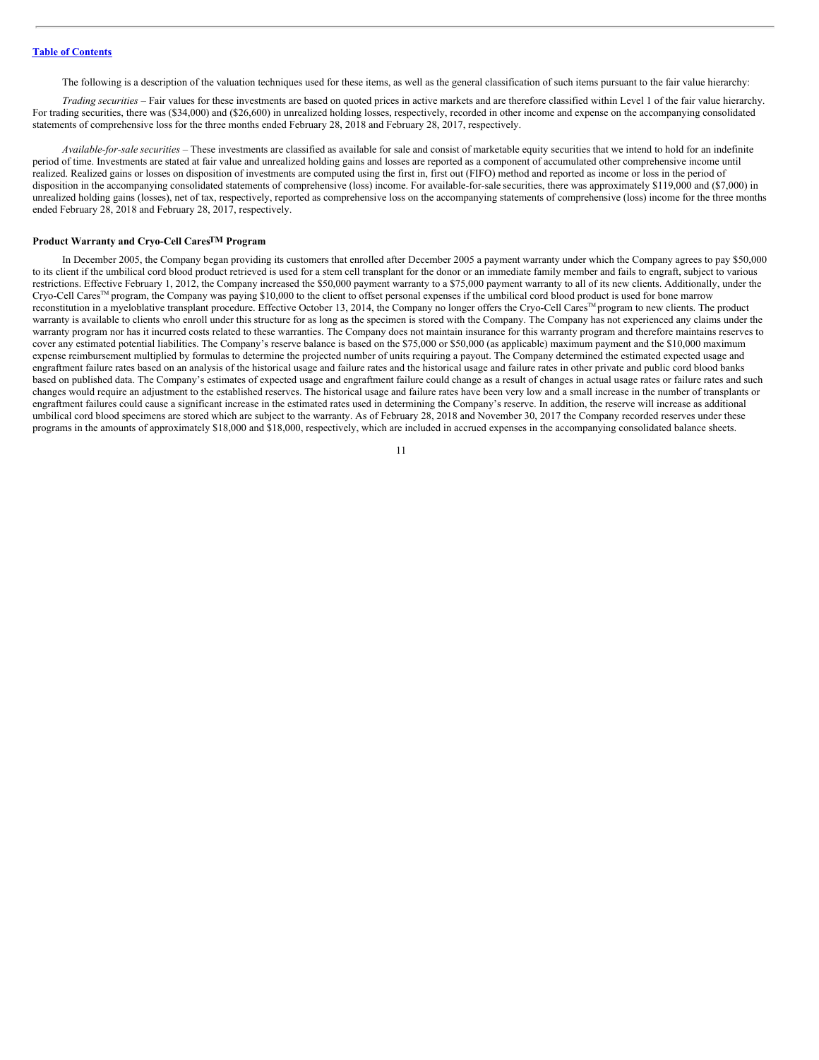[Table of Contents](#)

The following is a description of the valuation techniques used for these items, as well as the general classification of such items pursuant to the fair value hierarchy:

*Trading securities* – Fair values for these investments are based on quoted prices in active markets and are therefore classified within Level 1 of the fair value hierarchy. For trading securities, there was ($34,000) and ($26,600) in unrealized holding losses, respectively, recorded in other income and expense on the accompanying consolidated statements of comprehensive loss for the three months ended February 28, 2018 and February 28, 2017, respectively.

*Available-for-sale securities* – These investments are classified as available for sale and consist of marketable equity securities that we intend to hold for an indefinite period of time. Investments are stated at fair value and unrealized holding gains and losses are reported as a component of accumulated other comprehensive income until realized. Realized gains or losses on disposition of investments are computed using the first in, first out (FIFO) method and reported as income or loss in the period of disposition in the accompanying consolidated statements of comprehensive (loss) income. For available-for-sale securities, there was approximately $119,000 and ($7,000) in unrealized holding gains (losses), net of tax, respectively, reported as comprehensive loss on the accompanying statements of comprehensive (loss) income for the three months ended February 28, 2018 and February 28, 2017, respectively.

**Product Warranty and Cryo-Cell Cares™ Program**

In December 2005, the Company began providing its customers that enrolled after December 2005 a payment warranty under which the Company agrees to pay $50,000 to its client if the umbilical cord blood product retrieved is used for a stem cell transplant for the donor or an immediate family member and fails to engraft, subject to various restrictions. Effective February 1, 2012, the Company increased the $50,000 payment warranty to a $75,000 payment warranty to all of its new clients. Additionally, under the Cryo-Cell Cares™ program, the Company was paying $10,000 to the client to offset personal expenses if the umbilical cord blood product is used for bone marrow reconstitution in a myeloblative transplant procedure. Effective October 13, 2014, the Company no longer offers the Cryo-Cell Cares™ program to new clients. The product warranty is available to clients who enroll under this structure for as long as the specimen is stored with the Company. The Company has not experienced any claims under the warranty program nor has it incurred costs related to these warranties. The Company does not maintain insurance for this warranty program and therefore maintains reserves to cover any estimated potential liabilities. The Company's reserve balance is based on the $75,000 or $50,000 (as applicable) maximum payment and the $10,000 maximum expense reimbursement multiplied by formulas to determine the projected number of units requiring a payout. The Company determined the estimated expected usage and engraftment failure rates based on an analysis of the historical usage and failure rates and the historical usage and failure rates in other private and public cord blood banks based on published data. The Company's estimates of expected usage and engraftment failure could change as a result of changes in actual usage rates or failure rates and such changes would require an adjustment to the established reserves. The historical usage and failure rates have been very low and a small increase in the number of transplants or engraftment failures could cause a significant increase in the estimated rates used in determining the Company's reserve. In addition, the reserve will increase as additional umbilical cord blood specimens are stored which are subject to the warranty. As of February 28, 2018 and November 30, 2017 the Company recorded reserves under these programs in the amounts of approximately $18,000 and $18,000, respectively, which are included in accrued expenses in the accompanying consolidated balance sheets.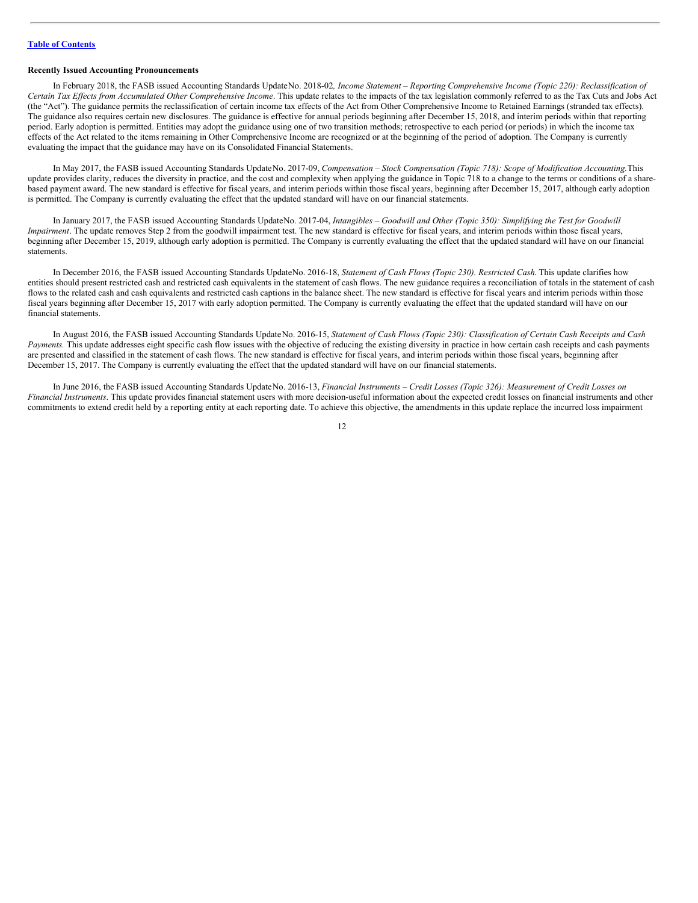**Recently Issued Accounting Pronouncements**

In February 2018, the FASB issued Accounting Standards Update No. 2018-02*, Income Statement – Reporting Comprehensive Income (Topic 220): Reclassification of Certain Tax Effects from Accumulated Other Comprehensive Income*. This update relates to the impacts of the tax legislation commonly referred to as the Tax Cuts and Jobs Act (the "Act"). The guidance permits the reclassification of certain income tax effects of the Act from Other Comprehensive Income to Retained Earnings (stranded tax effects). The guidance also requires certain new disclosures. The guidance is effective for annual periods beginning after December 15, 2018, and interim periods within that reporting period. Early adoption is permitted. Entities may adopt the guidance using one of two transition methods; retrospective to each period (or periods) in which the income tax effects of the Act related to the items remaining in Other Comprehensive Income are recognized or at the beginning of the period of adoption. The Company is currently evaluating the impact that the guidance may have on its Consolidated Financial Statements.

In May 2017, the FASB issued Accounting Standards Update No. 2017-09, *Compensation – Stock Compensation (Topic 718): Scope of Modification Accounting.* This update provides clarity, reduces the diversity in practice, and the cost and complexity when applying the guidance in Topic 718 to a change to the terms or conditions of a share-based payment award. The new standard is effective for fiscal years, and interim periods within those fiscal years, beginning after December 15, 2017, although early adoption is permitted. The Company is currently evaluating the effect that the updated standard will have on our financial statements.

In January 2017, the FASB issued Accounting Standards Update No. 2017-04, *Intangibles – Goodwill and Other (Topic 350): Simplifying the Test for Goodwill Impairment*. The update removes Step 2 from the goodwill impairment test. The new standard is effective for fiscal years, and interim periods within those fiscal years, beginning after December 15, 2019, although early adoption is permitted. The Company is currently evaluating the effect that the updated standard will have on our financial statements.

In December 2016, the FASB issued Accounting Standards Update No. 2016-18, *Statement of Cash Flows (Topic 230). Restricted Cash.* This update clarifies how entities should present restricted cash and restricted cash equivalents in the statement of cash flows. The new guidance requires a reconciliation of totals in the statement of cash flows to the related cash and cash equivalents and restricted cash captions in the balance sheet. The new standard is effective for fiscal years and interim periods within those fiscal years beginning after December 15, 2017 with early adoption permitted. The Company is currently evaluating the effect that the updated standard will have on our financial statements.

In August 2016, the FASB issued Accounting Standards Update No. 2016-15, *Statement of Cash Flows (Topic 230): Classification of Certain Cash Receipts and Cash Payments.* This update addresses eight specific cash flow issues with the objective of reducing the existing diversity in practice in how certain cash receipts and cash payments are presented and classified in the statement of cash flows. The new standard is effective for fiscal years, and interim periods within those fiscal years, beginning after December 15, 2017. The Company is currently evaluating the effect that the updated standard will have on our financial statements.

In June 2016, the FASB issued Accounting Standards Update No. 2016-13, *Financial Instruments – Credit Losses (Topic 326): Measurement of Credit Losses on Financial Instruments*. This update provides financial statement users with more decision-useful information about the expected credit losses on financial instruments and other commitments to extend credit held by a reporting entity at each reporting date. To achieve this objective, the amendments in this update replace the incurred loss impairment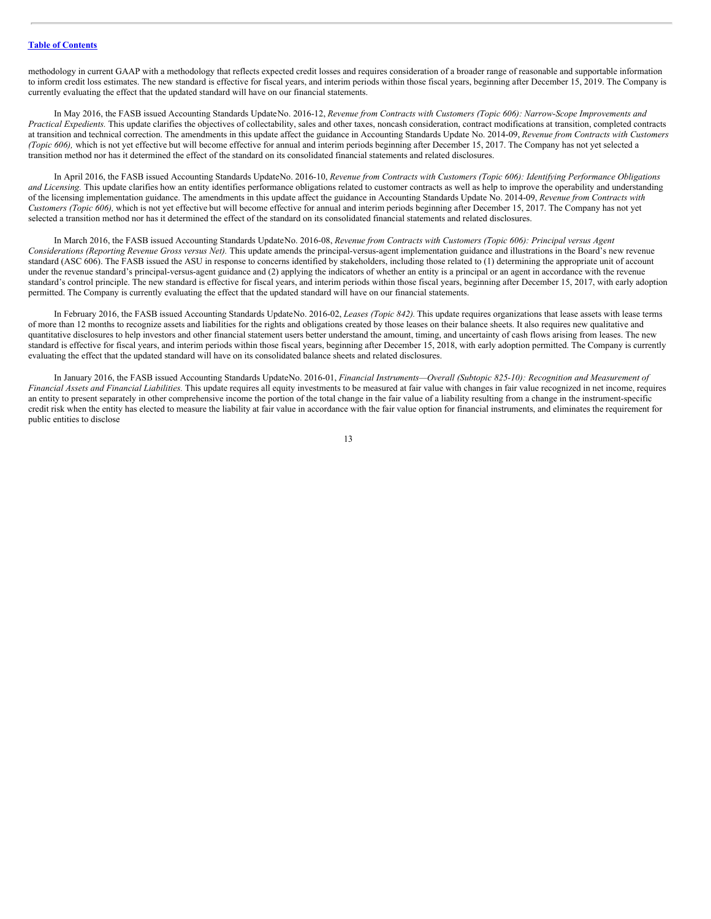methodology in current GAAP with a methodology that reflects expected credit losses and requires consideration of a broader range of reasonable and supportable information to inform credit loss estimates. The new standard is effective for fiscal years, and interim periods within those fiscal years, beginning after December 15, 2019. The Company is currently evaluating the effect that the updated standard will have on our financial statements.

In May 2016, the FASB issued Accounting Standards UpdateNo. 2016-12, *Revenue from Contracts with Customers (Topic 606): Narrow-Scope Improvements and Practical Expedients.* This update clarifies the objectives of collectability, sales and other taxes, noncash consideration, contract modifications at transition, completed contracts at transition and technical correction. The amendments in this update affect the guidance in Accounting Standards Update No. 2014-09, *Revenue from Contracts with Customers (Topic 606),* which is not yet effective but will become effective for annual and interim periods beginning after December 15, 2017. The Company has not yet selected a transition method nor has it determined the effect of the standard on its consolidated financial statements and related disclosures.

In April 2016, the FASB issued Accounting Standards UpdateNo. 2016-10, *Revenue from Contracts with Customers (Topic 606): Identifying Performance Obligations and Licensing.* This update clarifies how an entity identifies performance obligations related to customer contracts as well as help to improve the operability and understanding of the licensing implementation guidance. The amendments in this update affect the guidance in Accounting Standards Update No. 2014-09, *Revenue from Contracts with Customers (Topic 606),* which is not yet effective but will become effective for annual and interim periods beginning after December 15, 2017. The Company has not yet selected a transition method nor has it determined the effect of the standard on its consolidated financial statements and related disclosures.

In March 2016, the FASB issued Accounting Standards UpdateNo. 2016-08, *Revenue from Contracts with Customers (Topic 606): Principal versus Agent Considerations (Reporting Revenue Gross versus Net).* This update amends the principal-versus-agent implementation guidance and illustrations in the Board's new revenue standard (ASC 606). The FASB issued the ASU in response to concerns identified by stakeholders, including those related to (1) determining the appropriate unit of account under the revenue standard's principal-versus-agent guidance and (2) applying the indicators of whether an entity is a principal or an agent in accordance with the revenue standard's control principle. The new standard is effective for fiscal years, and interim periods within those fiscal years, beginning after December 15, 2017, with early adoption permitted. The Company is currently evaluating the effect that the updated standard will have on our financial statements.

In February 2016, the FASB issued Accounting Standards UpdateNo. 2016-02, *Leases (Topic 842).* This update requires organizations that lease assets with lease terms of more than 12 months to recognize assets and liabilities for the rights and obligations created by those leases on their balance sheets. It also requires new qualitative and quantitative disclosures to help investors and other financial statement users better understand the amount, timing, and uncertainty of cash flows arising from leases. The new standard is effective for fiscal years, and interim periods within those fiscal years, beginning after December 15, 2018, with early adoption permitted. The Company is currently evaluating the effect that the updated standard will have on its consolidated balance sheets and related disclosures.

In January 2016, the FASB issued Accounting Standards UpdateNo. 2016-01, *Financial Instruments—Overall (Subtopic 825-10): Recognition and Measurement of Financial Assets and Financial Liabilities.* This update requires all equity investments to be measured at fair value with changes in fair value recognized in net income, requires an entity to present separately in other comprehensive income the portion of the total change in the fair value of a liability resulting from a change in the instrument-specific credit risk when the entity has elected to measure the liability at fair value in accordance with the fair value option for financial instruments, and eliminates the requirement for public entities to disclose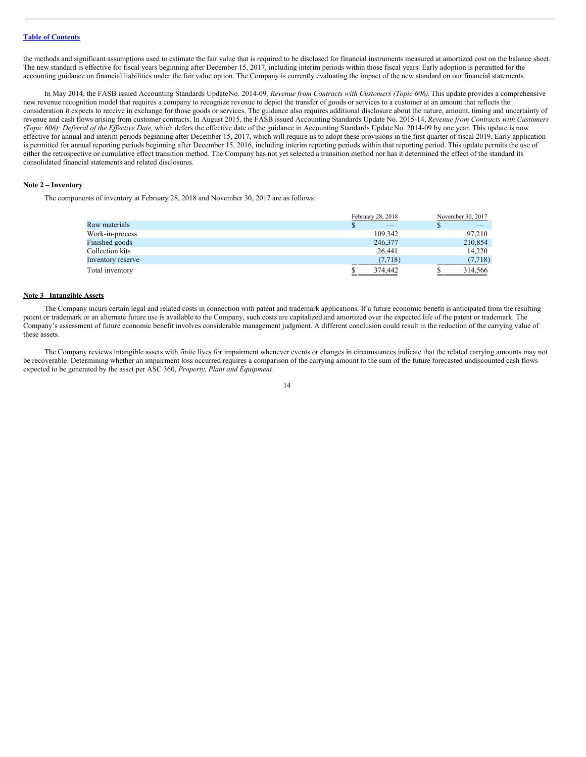[Table of Contents](#)

the methods and significant assumptions used to estimate the fair value that is required to be disclosed for financial instruments measured at amortized cost on the balance sheet. The new standard is effective for fiscal years beginning after December 15, 2017, including interim periods within those fiscal years. Early adoption is permitted for the accounting guidance on financial liabilities under the fair value option. The Company is currently evaluating the impact of the new standard on our financial statements.

In May 2014, the FASB issued Accounting Standards Update No. 2014-09*, Revenue from Contracts with Customers (Topic 606).* This update provides a comprehensive new revenue recognition model that requires a company to recognize revenue to depict the transfer of goods or services to a customer at an amount that reflects the consideration it expects to receive in exchange for those goods or services. The guidance also requires additional disclosure about the nature, amount, timing and uncertainty of revenue and cash flows arising from customer contracts. In August 2015, the FASB issued Accounting Standards Update No. 2015-14, *Revenue from Contracts with Customers (Topic 606): Deferral of the Effective Date,* which defers the effective date of the guidance in Accounting Standards Update No. 2014-09 by one year. This update is now effective for annual and interim periods beginning after December 15, 2017, which will require us to adopt these provisions in the first quarter of fiscal 2019. Early application is permitted for annual reporting periods beginning after December 15, 2016, including interim reporting periods within that reporting period. This update permits the use of either the retrospective or cumulative effect transition method. The Company has not yet selected a transition method nor has it determined the effect of the standard its consolidated financial statements and related disclosures.

**Note 2 – Inventory**

The components of inventory at February 28, 2018 and November 30, 2017 are as follows:

| | February 28, 2018 | November 30, 2017 |
|---|---|---|
| Raw materials | $ — | $ — |
| Work-in-process | 109,342 | 97,210 |
| Finished goods | 246,377 | 210,854 |
| Collection kits | 26,441 | 14,220 |
| Inventory reserve | (7,718) | (7,718) |
| Total inventory | $ 374,442 | $ 314,566 |

**Note 3– Intangible Assets**

The Company incurs certain legal and related costs in connection with patent and trademark applications. If a future economic benefit is anticipated from the resulting patent or trademark or an alternate future use is available to the Company, such costs are capitalized and amortized over the expected life of the patent or trademark. The Company's assessment of future economic benefit involves considerable management judgment. A different conclusion could result in the reduction of the carrying value of these assets.

The Company reviews intangible assets with finite lives for impairment whenever events or changes in circumstances indicate that the related carrying amounts may not be recoverable. Determining whether an impairment loss occurred requires a comparison of the carrying amount to the sum of the future forecasted undiscounted cash flows expected to be generated by the asset per ASC 360, *Property, Plant and Equipment.*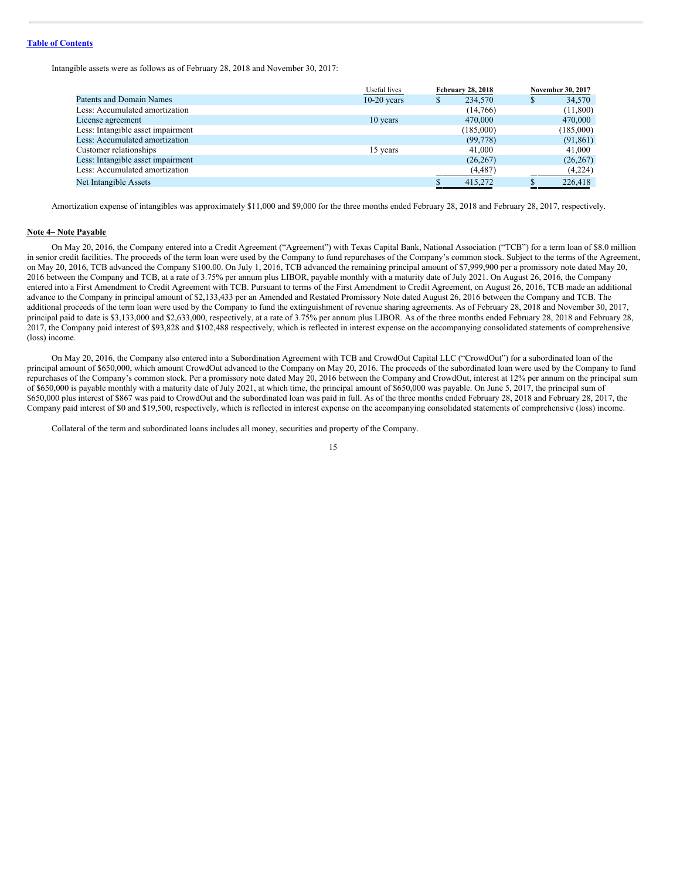Intangible assets were as follows as of February 28, 2018 and November 30, 2017:

| | Useful lives | February 28, 2018 | November 30, 2017 |
|---|---|---|---|
| Patents and Domain Names | 10-20 years | $ 234,570 | $ 34,570 |
| Less: Accumulated amortization | | (14,766) | (11,800) |
| License agreement | 10 years | 470,000 | 470,000 |
| Less: Intangible asset impairment | | (185,000) | (185,000) |
| Less: Accumulated amortization | | (99,778) | (91,861) |
| Customer relationships | 15 years | 41,000 | 41,000 |
| Less: Intangible asset impairment | | (26,267) | (26,267) |
| Less: Accumulated amortization | | (4,487) | (4,224) |
| Net Intangible Assets | | $ 415,272 | $ 226,418 |

Amortization expense of intangibles was approximately $11,000 and $9,000 for the three months ended February 28, 2018 and February 28, 2017, respectively.

## Note 4– Note Payable

On May 20, 2016, the Company entered into a Credit Agreement ("Agreement") with Texas Capital Bank, National Association ("TCB") for a term loan of $8.0 million in senior credit facilities. The proceeds of the term loan were used by the Company to fund repurchases of the Company's common stock. Subject to the terms of the Agreement, on May 20, 2016, TCB advanced the Company $100.00. On July 1, 2016, TCB advanced the remaining principal amount of $7,999,900 per a promissory note dated May 20, 2016 between the Company and TCB, at a rate of 3.75% per annum plus LIBOR, payable monthly with a maturity date of July 2021. On August 26, 2016, the Company entered into a First Amendment to Credit Agreement with TCB. Pursuant to terms of the First Amendment to Credit Agreement, on August 26, 2016, TCB made an additional advance to the Company in principal amount of $2,133,433 per an Amended and Restated Promissory Note dated August 26, 2016 between the Company and TCB. The additional proceeds of the term loan were used by the Company to fund the extinguishment of revenue sharing agreements. As of February 28, 2018 and November 30, 2017, principal paid to date is $3,133,000 and $2,633,000, respectively, at a rate of 3.75% per annum plus LIBOR. As of the three months ended February 28, 2018 and February 28, 2017, the Company paid interest of $93,828 and $102,488 respectively, which is reflected in interest expense on the accompanying consolidated statements of comprehensive (loss) income.

On May 20, 2016, the Company also entered into a Subordination Agreement with TCB and CrowdOut Capital LLC ("CrowdOut") for a subordinated loan of the principal amount of $650,000, which amount CrowdOut advanced to the Company on May 20, 2016. The proceeds of the subordinated loan were used by the Company to fund repurchases of the Company's common stock. Per a promissory note dated May 20, 2016 between the Company and CrowdOut, interest at 12% per annum on the principal sum of $650,000 is payable monthly with a maturity date of July 2021, at which time, the principal amount of $650,000 was payable. On June 5, 2017, the principal sum of $650,000 plus interest of $867 was paid to CrowdOut and the subordinated loan was paid in full. As of the three months ended February 28, 2018 and February 28, 2017, the Company paid interest of $0 and $19,500, respectively, which is reflected in interest expense on the accompanying consolidated statements of comprehensive (loss) income.

Collateral of the term and subordinated loans includes all money, securities and property of the Company.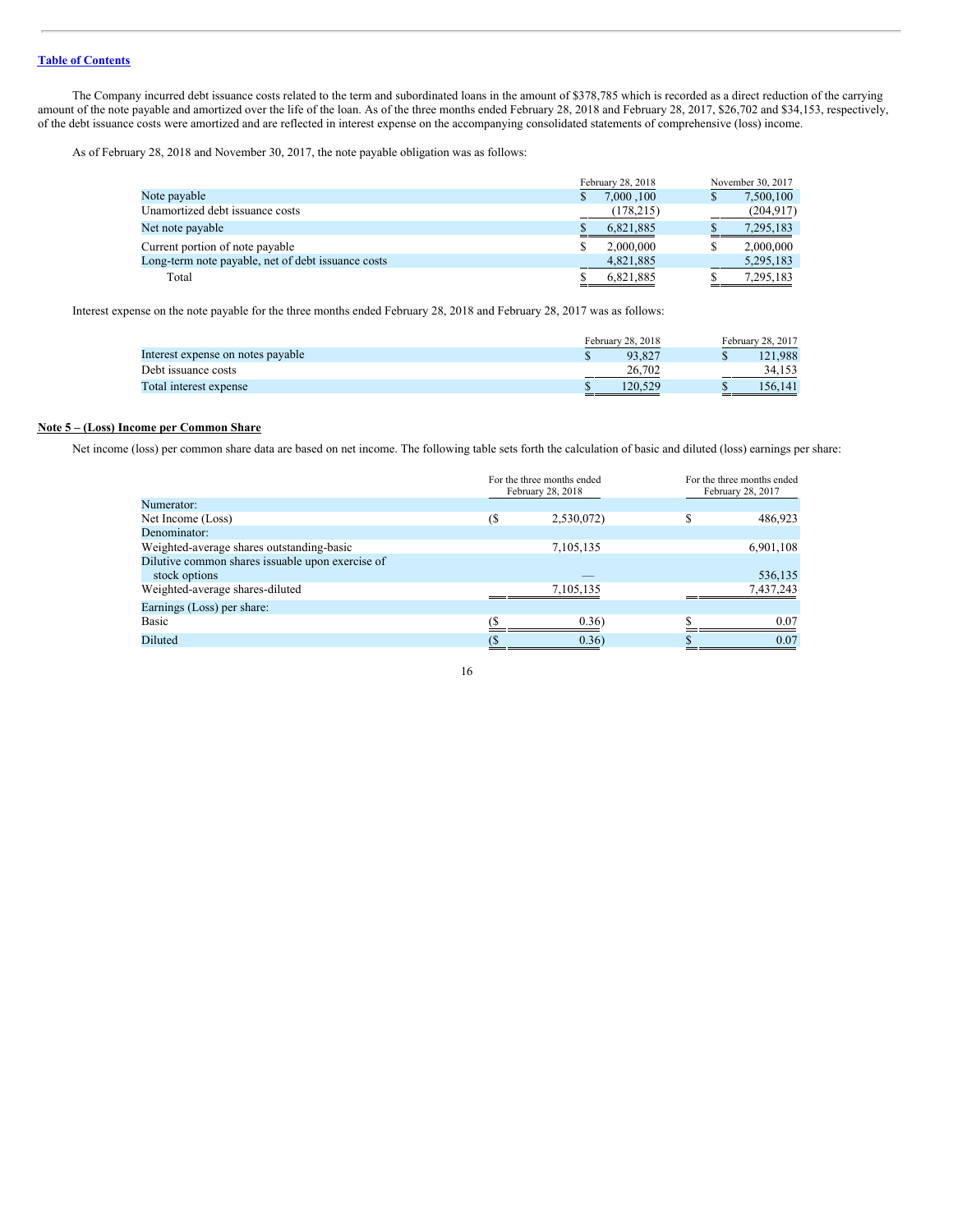The Company incurred debt issuance costs related to the term and subordinated loans in the amount of $378,785 which is recorded as a direct reduction of the carrying amount of the note payable and amortized over the life of the loan. As of the three months ended February 28, 2018 and February 28, 2017, $26,702 and $34,153, respectively, of the debt issuance costs were amortized and are reflected in interest expense on the accompanying consolidated statements of comprehensive (loss) income.

As of February 28, 2018 and November 30, 2017, the note payable obligation was as follows:

| | February 28, 2018 | November 30, 2017 |
|---|---|---|
| Note payable | $ 7,000 ,100 | $ 7,500,100 |
| Unamortized debt issuance costs | (178,215) | (204,917) |
| Net note payable | $ 6,821,885 | $ 7,295,183 |
| Current portion of note payable | $ 2,000,000 | $ 2,000,000 |
| Long-term note payable, net of debt issuance costs | 4,821,885 | 5,295,183 |
| Total | $ 6,821,885 | $ 7,295,183 |

Interest expense on the note payable for the three months ended February 28, 2018 and February 28, 2017 was as follows:

| | February 28, 2018 | February 28, 2017 |
|---|---|---|
| Interest expense on notes payable | $ 93,827 | $ 121,988 |
| Debt issuance costs | 26,702 | 34,153 |
| Total interest expense | $ 120,529 | $ 156,141 |

**Note 5 – (Loss) Income per Common Share**

Net income (loss) per common share data are based on net income. The following table sets forth the calculation of basic and diluted (loss) earnings per share:

| | For the three months ended February 28, 2018 | For the three months ended February 28, 2017 |
|---|---|---|
| Numerator: | | |
| Net Income (Loss) | ($ 2,530,072) | $ 486,923 |
| Denominator: | | |
| Weighted-average shares outstanding-basic | 7,105,135 | 6,901,108 |
| Dilutive common shares issuable upon exercise of stock options | — | 536,135 |
| Weighted-average shares-diluted | 7,105,135 | 7,437,243 |
| Earnings (Loss) per share: | | |
| Basic | ($ 0.36) | $ 0.07 |
| Diluted | ($ 0.36) | $ 0.07 |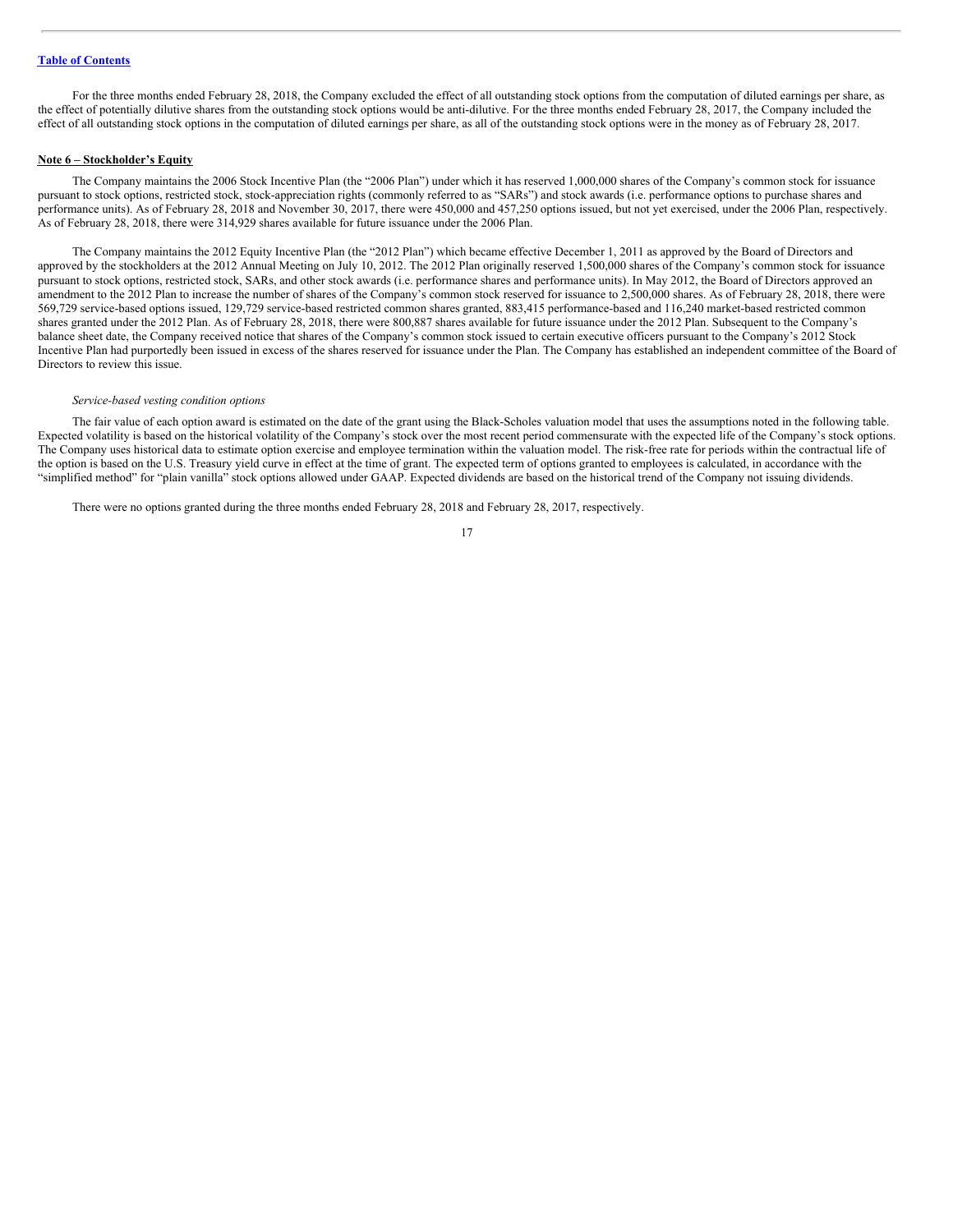For the three months ended February 28, 2018, the Company excluded the effect of all outstanding stock options from the computation of diluted earnings per share, as the effect of potentially dilutive shares from the outstanding stock options would be anti-dilutive. For the three months ended February 28, 2017, the Company included the effect of all outstanding stock options in the computation of diluted earnings per share, as all of the outstanding stock options were in the money as of February 28, 2017.

**Note 6 – Stockholder's Equity**

The Company maintains the 2006 Stock Incentive Plan (the "2006 Plan") under which it has reserved 1,000,000 shares of the Company's common stock for issuance pursuant to stock options, restricted stock, stock-appreciation rights (commonly referred to as "SARs") and stock awards (i.e. performance options to purchase shares and performance units). As of February 28, 2018 and November 30, 2017, there were 450,000 and 457,250 options issued, but not yet exercised, under the 2006 Plan, respectively. As of February 28, 2018, there were 314,929 shares available for future issuance under the 2006 Plan.

The Company maintains the 2012 Equity Incentive Plan (the "2012 Plan") which became effective December 1, 2011 as approved by the Board of Directors and approved by the stockholders at the 2012 Annual Meeting on July 10, 2012. The 2012 Plan originally reserved 1,500,000 shares of the Company's common stock for issuance pursuant to stock options, restricted stock, SARs, and other stock awards (i.e. performance shares and performance units). In May 2012, the Board of Directors approved an amendment to the 2012 Plan to increase the number of shares of the Company's common stock reserved for issuance to 2,500,000 shares. As of February 28, 2018, there were 569,729 service-based options issued, 129,729 service-based restricted common shares granted, 883,415 performance-based and 116,240 market-based restricted common shares granted under the 2012 Plan. As of February 28, 2018, there were 800,887 shares available for future issuance under the 2012 Plan. Subsequent to the Company's balance sheet date, the Company received notice that shares of the Company's common stock issued to certain executive officers pursuant to the Company's 2012 Stock Incentive Plan had purportedly been issued in excess of the shares reserved for issuance under the Plan. The Company has established an independent committee of the Board of Directors to review this issue.

*Service-based vesting condition options*

The fair value of each option award is estimated on the date of the grant using the Black-Scholes valuation model that uses the assumptions noted in the following table. Expected volatility is based on the historical volatility of the Company's stock over the most recent period commensurate with the expected life of the Company's stock options. The Company uses historical data to estimate option exercise and employee termination within the valuation model. The risk-free rate for periods within the contractual life of the option is based on the U.S. Treasury yield curve in effect at the time of grant. The expected term of options granted to employees is calculated, in accordance with the "simplified method" for "plain vanilla" stock options allowed under GAAP. Expected dividends are based on the historical trend of the Company not issuing dividends.

There were no options granted during the three months ended February 28, 2018 and February 28, 2017, respectively.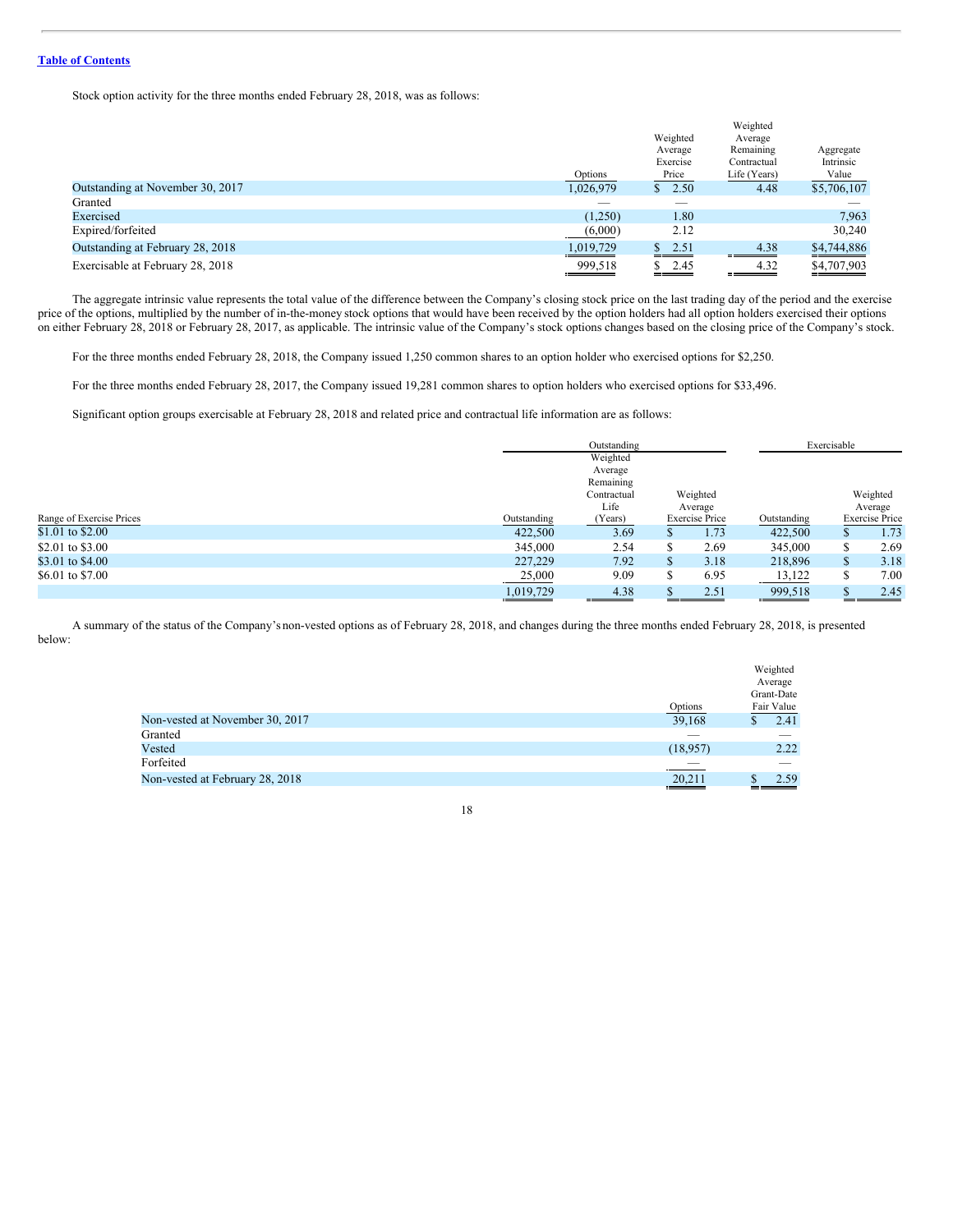Table of Contents

Stock option activity for the three months ended February 28, 2018, was as follows:

| | Options | Weighted Average Exercise Price | Weighted Average Remaining Contractual Life (Years) | Aggregate Intrinsic Value |
|---|---|---|---|---|
| Outstanding at November 30, 2017 | 1,026,979 | $ 2.50 | 4.48 | $5,706,107 |
| Granted | — | — | | — |
| Exercised | (1,250) | 1.80 | | 7,963 |
| Expired/forfeited | (6,000) | 2.12 | | 30,240 |
| Outstanding at February 28, 2018 | 1,019,729 | $ 2.51 | 4.38 | $4,744,886 |
| Exercisable at February 28, 2018 | 999,518 | $ 2.45 | 4.32 | $4,707,903 |

The aggregate intrinsic value represents the total value of the difference between the Company's closing stock price on the last trading day of the period and the exercise price of the options, multiplied by the number of in-the-money stock options that would have been received by the option holders had all option holders exercised their options on either February 28, 2018 or February 28, 2017, as applicable. The intrinsic value of the Company's stock options changes based on the closing price of the Company's stock.

For the three months ended February 28, 2018, the Company issued 1,250 common shares to an option holder who exercised options for $2,250.

For the three months ended February 28, 2017, the Company issued 19,281 common shares to option holders who exercised options for $33,496.

Significant option groups exercisable at February 28, 2018 and related price and contractual life information are as follows:

| | Outstanding | | | Exercisable | |
|---|---|---|---|---|---|
| Range of Exercise Prices | Outstanding | Weighted Average Remaining Contractual Life (Years) | Weighted Average Exercise Price | Outstanding | Weighted Average Exercise Price |
| $1.01 to $2.00 | 422,500 | 3.69 | $ 1.73 | 422,500 | $ 1.73 |
| $2.01 to $3.00 | 345,000 | 2.54 | $ 2.69 | 345,000 | $ 2.69 |
| $3.01 to $4.00 | 227,229 | 7.92 | $ 3.18 | 218,896 | $ 3.18 |
| $6.01 to $7.00 | 25,000 | 9.09 | $ 6.95 | 13,122 | $ 7.00 |
| | 1,019,729 | 4.38 | $ 2.51 | 999,518 | $ 2.45 |

A summary of the status of the Company's non-vested options as of February 28, 2018, and changes during the three months ended February 28, 2018, is presented below:

| | Options | Weighted Average Grant-Date Fair Value |
|---|---|---|
| Non-vested at November 30, 2017 | 39,168 | $ 2.41 |
| Granted | — | — |
| Vested | (18,957) | 2.22 |
| Forfeited | — | — |
| Non-vested at February 28, 2018 | 20,211 | $ 2.59 |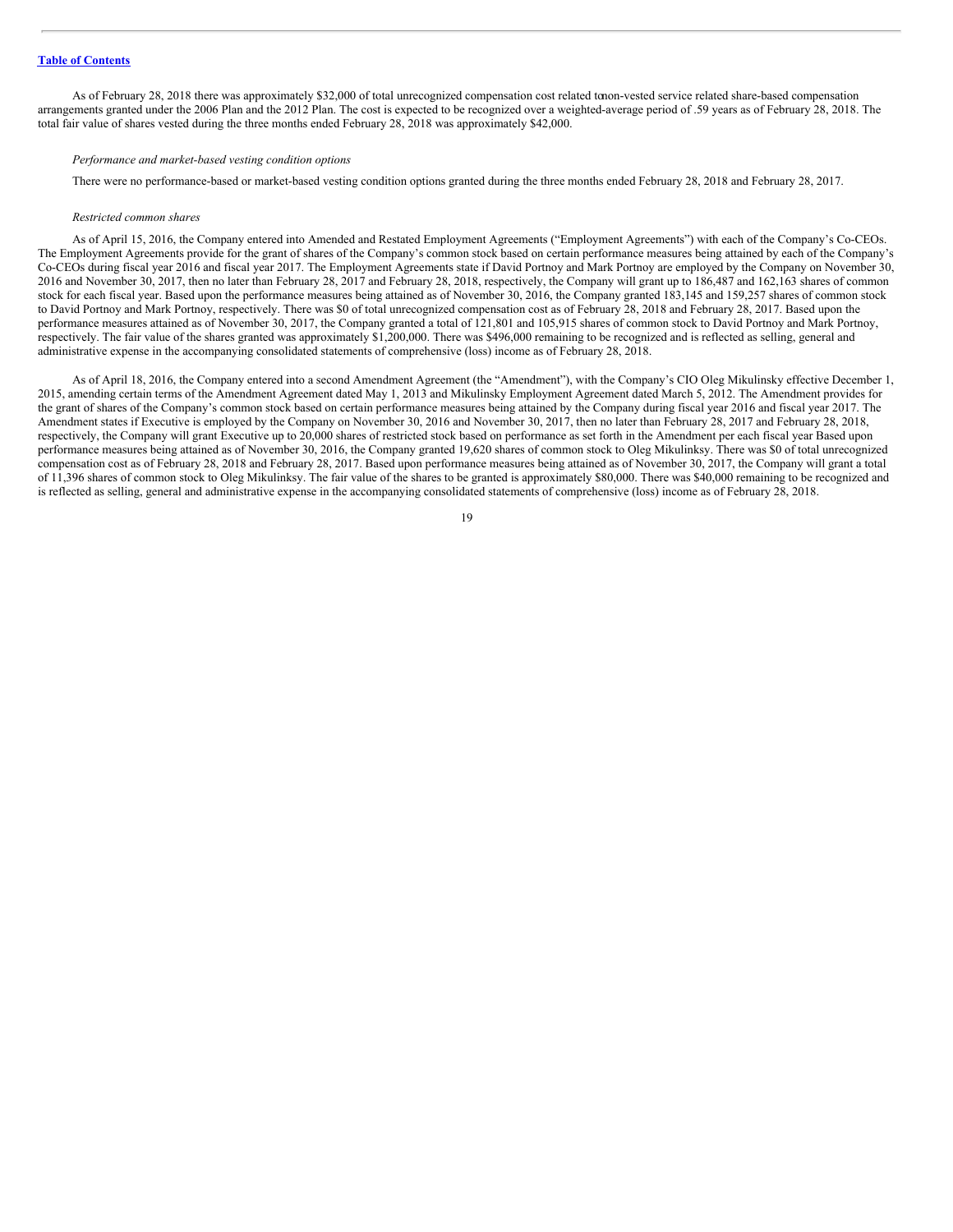As of February 28, 2018 there was approximately $32,000 of total unrecognized compensation cost related tonon-vested service related share-based compensation arrangements granted under the 2006 Plan and the 2012 Plan. The cost is expected to be recognized over a weighted-average period of .59 years as of February 28, 2018. The total fair value of shares vested during the three months ended February 28, 2018 was approximately $42,000.

*Performance and market-based vesting condition options*

There were no performance-based or market-based vesting condition options granted during the three months ended February 28, 2018 and February 28, 2017.

*Restricted common shares*

As of April 15, 2016, the Company entered into Amended and Restated Employment Agreements ("Employment Agreements") with each of the Company's Co-CEOs. The Employment Agreements provide for the grant of shares of the Company's common stock based on certain performance measures being attained by each of the Company's Co-CEOs during fiscal year 2016 and fiscal year 2017. The Employment Agreements state if David Portnoy and Mark Portnoy are employed by the Company on November 30, 2016 and November 30, 2017, then no later than February 28, 2017 and February 28, 2018, respectively, the Company will grant up to 186,487 and 162,163 shares of common stock for each fiscal year. Based upon the performance measures being attained as of November 30, 2016, the Company granted 183,145 and 159,257 shares of common stock to David Portnoy and Mark Portnoy, respectively. There was $0 of total unrecognized compensation cost as of February 28, 2018 and February 28, 2017. Based upon the performance measures attained as of November 30, 2017, the Company granted a total of 121,801 and 105,915 shares of common stock to David Portnoy and Mark Portnoy, respectively. The fair value of the shares granted was approximately $1,200,000. There was $496,000 remaining to be recognized and is reflected as selling, general and administrative expense in the accompanying consolidated statements of comprehensive (loss) income as of February 28, 2018.

As of April 18, 2016, the Company entered into a second Amendment Agreement (the "Amendment"), with the Company's CIO Oleg Mikulinsky effective December 1, 2015, amending certain terms of the Amendment Agreement dated May 1, 2013 and Mikulinsky Employment Agreement dated March 5, 2012. The Amendment provides for the grant of shares of the Company's common stock based on certain performance measures being attained by the Company during fiscal year 2016 and fiscal year 2017. The Amendment states if Executive is employed by the Company on November 30, 2016 and November 30, 2017, then no later than February 28, 2017 and February 28, 2018, respectively, the Company will grant Executive up to 20,000 shares of restricted stock based on performance as set forth in the Amendment per each fiscal year Based upon performance measures being attained as of November 30, 2016, the Company granted 19,620 shares of common stock to Oleg Mikulinksy. There was $0 of total unrecognized compensation cost as of February 28, 2018 and February 28, 2017. Based upon performance measures being attained as of November 30, 2017, the Company will grant a total of 11,396 shares of common stock to Oleg Mikulinksy. The fair value of the shares to be granted is approximately $80,000. There was $40,000 remaining to be recognized and is reflected as selling, general and administrative expense in the accompanying consolidated statements of comprehensive (loss) income as of February 28, 2018.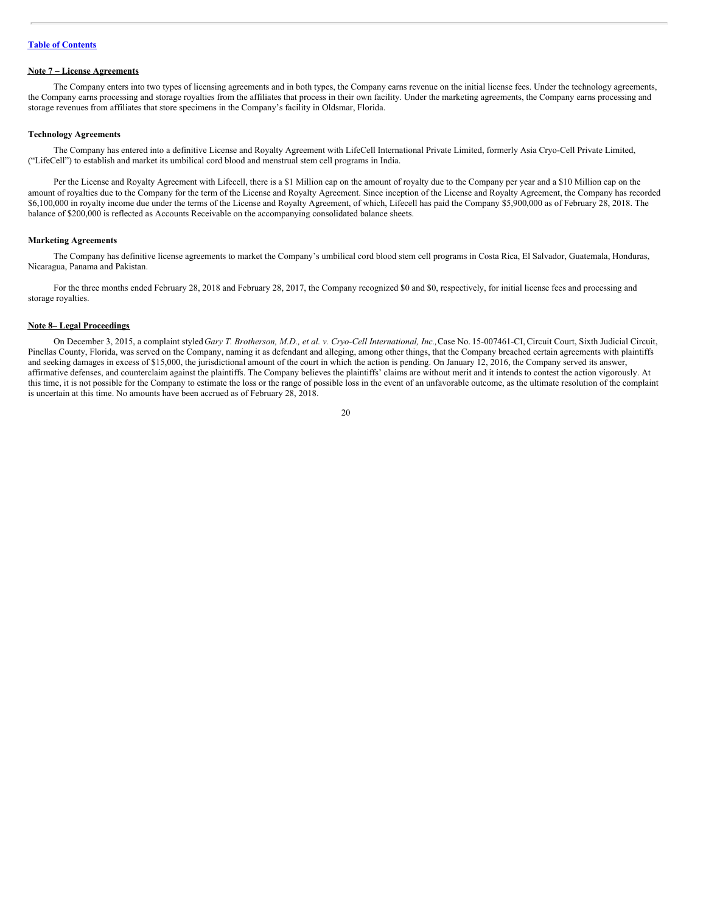[Table of Contents](#)

**Note 7 – License Agreements**

The Company enters into two types of licensing agreements and in both types, the Company earns revenue on the initial license fees. Under the technology agreements, the Company earns processing and storage royalties from the affiliates that process in their own facility. Under the marketing agreements, the Company earns processing and storage revenues from affiliates that store specimens in the Company's facility in Oldsmar, Florida.

**Technology Agreements**

The Company has entered into a definitive License and Royalty Agreement with LifeCell International Private Limited, formerly Asia Cryo-Cell Private Limited, ("LifeCell") to establish and market its umbilical cord blood and menstrual stem cell programs in India.

Per the License and Royalty Agreement with Lifecell, there is a $1 Million cap on the amount of royalty due to the Company per year and a $10 Million cap on the amount of royalties due to the Company for the term of the License and Royalty Agreement. Since inception of the License and Royalty Agreement, the Company has recorded $6,100,000 in royalty income due under the terms of the License and Royalty Agreement, of which, Lifecell has paid the Company $5,900,000 as of February 28, 2018. The balance of $200,000 is reflected as Accounts Receivable on the accompanying consolidated balance sheets.

**Marketing Agreements**

The Company has definitive license agreements to market the Company's umbilical cord blood stem cell programs in Costa Rica, El Salvador, Guatemala, Honduras, Nicaragua, Panama and Pakistan.

For the three months ended February 28, 2018 and February 28, 2017, the Company recognized $0 and $0, respectively, for initial license fees and processing and storage royalties.

**Note 8– Legal Proceedings**

On December 3, 2015, a complaint styled *Gary T. Brotherson, M.D., et al. v. Cryo-Cell International, Inc.,* Case No. 15-007461-CI, Circuit Court, Sixth Judicial Circuit, Pinellas County, Florida, was served on the Company, naming it as defendant and alleging, among other things, that the Company breached certain agreements with plaintiffs and seeking damages in excess of $15,000, the jurisdictional amount of the court in which the action is pending. On January 12, 2016, the Company served its answer, affirmative defenses, and counterclaim against the plaintiffs. The Company believes the plaintiffs' claims are without merit and it intends to contest the action vigorously. At this time, it is not possible for the Company to estimate the loss or the range of possible loss in the event of an unfavorable outcome, as the ultimate resolution of the complaint is uncertain at this time. No amounts have been accrued as of February 28, 2018.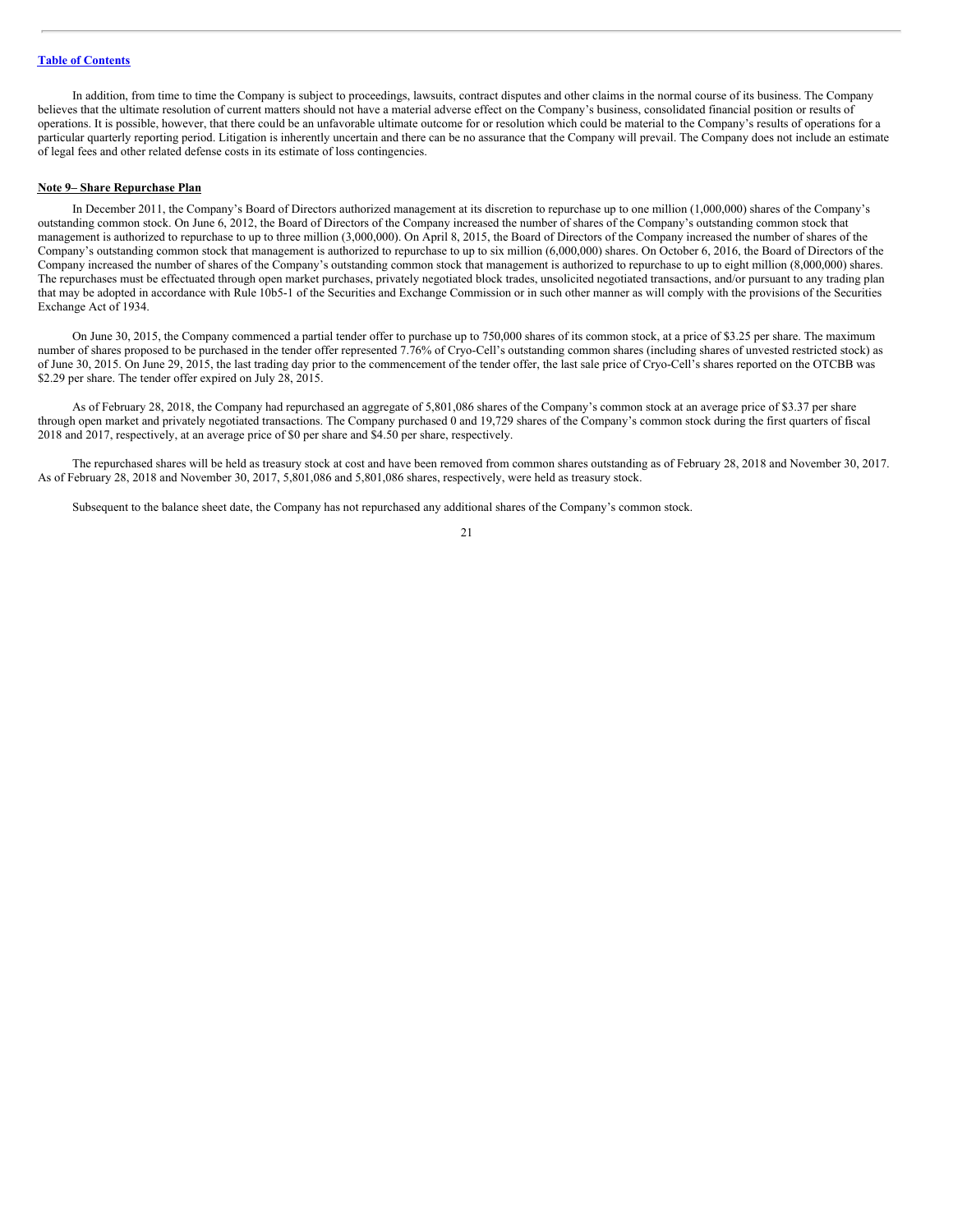In addition, from time to time the Company is subject to proceedings, lawsuits, contract disputes and other claims in the normal course of its business. The Company believes that the ultimate resolution of current matters should not have a material adverse effect on the Company's business, consolidated financial position or results of operations. It is possible, however, that there could be an unfavorable ultimate outcome for or resolution which could be material to the Company's results of operations for a particular quarterly reporting period. Litigation is inherently uncertain and there can be no assurance that the Company will prevail. The Company does not include an estimate of legal fees and other related defense costs in its estimate of loss contingencies.

**Note 9– Share Repurchase Plan**

In December 2011, the Company's Board of Directors authorized management at its discretion to repurchase up to one million (1,000,000) shares of the Company's outstanding common stock. On June 6, 2012, the Board of Directors of the Company increased the number of shares of the Company's outstanding common stock that management is authorized to repurchase to up to three million (3,000,000). On April 8, 2015, the Board of Directors of the Company increased the number of shares of the Company's outstanding common stock that management is authorized to repurchase to up to six million (6,000,000) shares. On October 6, 2016, the Board of Directors of the Company increased the number of shares of the Company's outstanding common stock that management is authorized to repurchase to up to eight million (8,000,000) shares. The repurchases must be effectuated through open market purchases, privately negotiated block trades, unsolicited negotiated transactions, and/or pursuant to any trading plan that may be adopted in accordance with Rule 10b5-1 of the Securities and Exchange Commission or in such other manner as will comply with the provisions of the Securities Exchange Act of 1934.

On June 30, 2015, the Company commenced a partial tender offer to purchase up to 750,000 shares of its common stock, at a price of $3.25 per share. The maximum number of shares proposed to be purchased in the tender offer represented 7.76% of Cryo-Cell's outstanding common shares (including shares of unvested restricted stock) as of June 30, 2015. On June 29, 2015, the last trading day prior to the commencement of the tender offer, the last sale price of Cryo-Cell's shares reported on the OTCBB was $2.29 per share. The tender offer expired on July 28, 2015.

As of February 28, 2018, the Company had repurchased an aggregate of 5,801,086 shares of the Company's common stock at an average price of $3.37 per share through open market and privately negotiated transactions. The Company purchased 0 and 19,729 shares of the Company's common stock during the first quarters of fiscal 2018 and 2017, respectively, at an average price of $0 per share and $4.50 per share, respectively.

The repurchased shares will be held as treasury stock at cost and have been removed from common shares outstanding as of February 28, 2018 and November 30, 2017. As of February 28, 2018 and November 30, 2017, 5,801,086 and 5,801,086 shares, respectively, were held as treasury stock.

Subsequent to the balance sheet date, the Company has not repurchased any additional shares of the Company's common stock.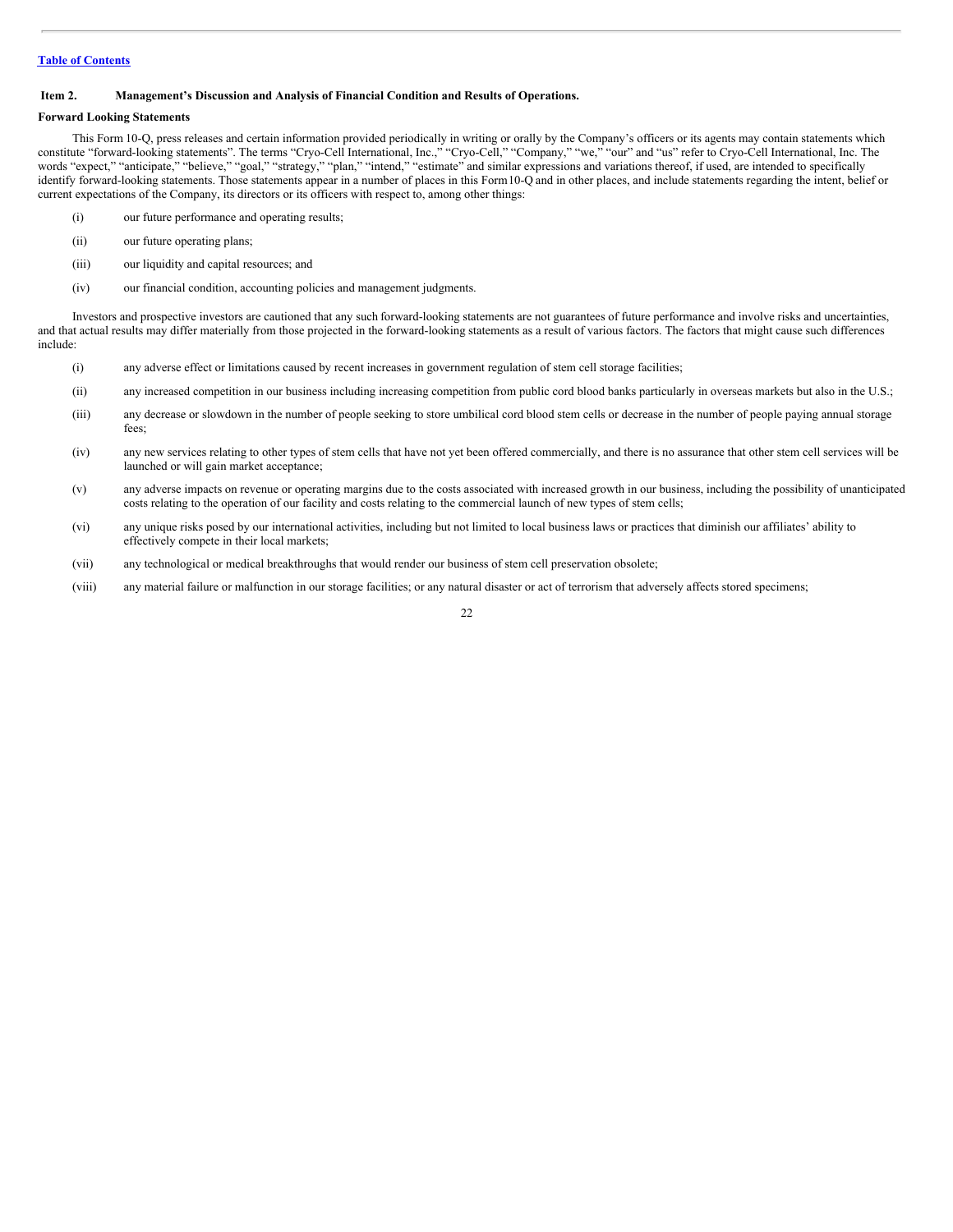Table of Contents

## Item 2. Management's Discussion and Analysis of Financial Condition and Results of Operations.

**Forward Looking Statements**

This Form 10-Q, press releases and certain information provided periodically in writing or orally by the Company's officers or its agents may contain statements which constitute "forward-looking statements". The terms "Cryo-Cell International, Inc.," "Cryo-Cell," "Company," "we," "our" and "us" refer to Cryo-Cell International, Inc. The words "expect," "anticipate," "believe," "goal," "strategy," "plan," "intend," "estimate" and similar expressions and variations thereof, if used, are intended to specifically identify forward-looking statements. Those statements appear in a number of places in this Form10-Q and in other places, and include statements regarding the intent, belief or current expectations of the Company, its directors or its officers with respect to, among other things:

(i) our future performance and operating results;

(ii) our future operating plans;

(iii) our liquidity and capital resources; and

(iv) our financial condition, accounting policies and management judgments.

Investors and prospective investors are cautioned that any such forward-looking statements are not guarantees of future performance and involve risks and uncertainties, and that actual results may differ materially from those projected in the forward-looking statements as a result of various factors. The factors that might cause such differences include:

(i) any adverse effect or limitations caused by recent increases in government regulation of stem cell storage facilities;

(ii) any increased competition in our business including increasing competition from public cord blood banks particularly in overseas markets but also in the U.S.;

(iii) any decrease or slowdown in the number of people seeking to store umbilical cord blood stem cells or decrease in the number of people paying annual storage fees;

(iv) any new services relating to other types of stem cells that have not yet been offered commercially, and there is no assurance that other stem cell services will be launched or will gain market acceptance;

(v) any adverse impacts on revenue or operating margins due to the costs associated with increased growth in our business, including the possibility of unanticipated costs relating to the operation of our facility and costs relating to the commercial launch of new types of stem cells;

(vi) any unique risks posed by our international activities, including but not limited to local business laws or practices that diminish our affiliates' ability to effectively compete in their local markets;

(vii) any technological or medical breakthroughs that would render our business of stem cell preservation obsolete;

(viii) any material failure or malfunction in our storage facilities; or any natural disaster or act of terrorism that adversely affects stored specimens;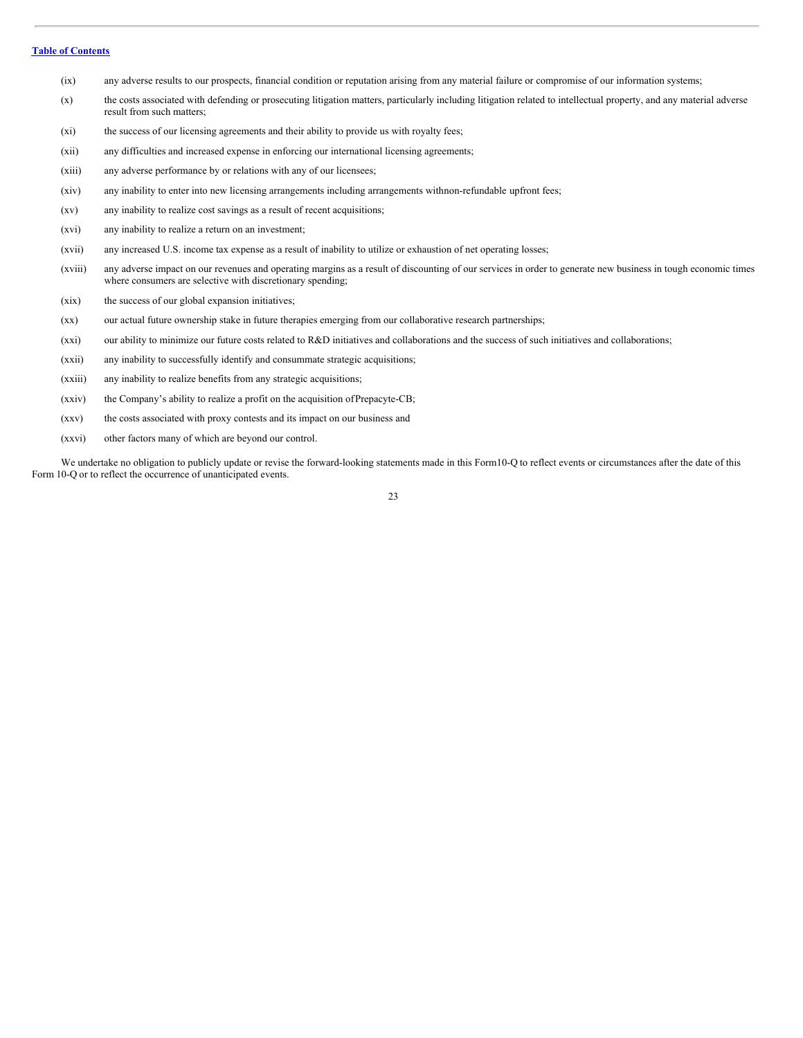(ix) any adverse results to our prospects, financial condition or reputation arising from any material failure or compromise of our information systems;

(x) the costs associated with defending or prosecuting litigation matters, particularly including litigation related to intellectual property, and any material adverse result from such matters;

(xi) the success of our licensing agreements and their ability to provide us with royalty fees;

(xii) any difficulties and increased expense in enforcing our international licensing agreements;

(xiii) any adverse performance by or relations with any of our licensees;

(xiv) any inability to enter into new licensing arrangements including arrangements withnon-refundable upfront fees;

(xv) any inability to realize cost savings as a result of recent acquisitions;

(xvi) any inability to realize a return on an investment;

(xvii) any increased U.S. income tax expense as a result of inability to utilize or exhaustion of net operating losses;

(xviii) any adverse impact on our revenues and operating margins as a result of discounting of our services in order to generate new business in tough economic times where consumers are selective with discretionary spending;

(xix) the success of our global expansion initiatives;

(xx) our actual future ownership stake in future therapies emerging from our collaborative research partnerships;

(xxi) our ability to minimize our future costs related to R&D initiatives and collaborations and the success of such initiatives and collaborations;

(xxii) any inability to successfully identify and consummate strategic acquisitions;

(xxiii) any inability to realize benefits from any strategic acquisitions;

(xxiv) the Company's ability to realize a profit on the acquisition ofPrepacyte-CB;

(xxv) the costs associated with proxy contests and its impact on our business and

(xxvi) other factors many of which are beyond our control.

We undertake no obligation to publicly update or revise the forward-looking statements made in this Form10-Q to reflect events or circumstances after the date of this Form 10-Q or to reflect the occurrence of unanticipated events.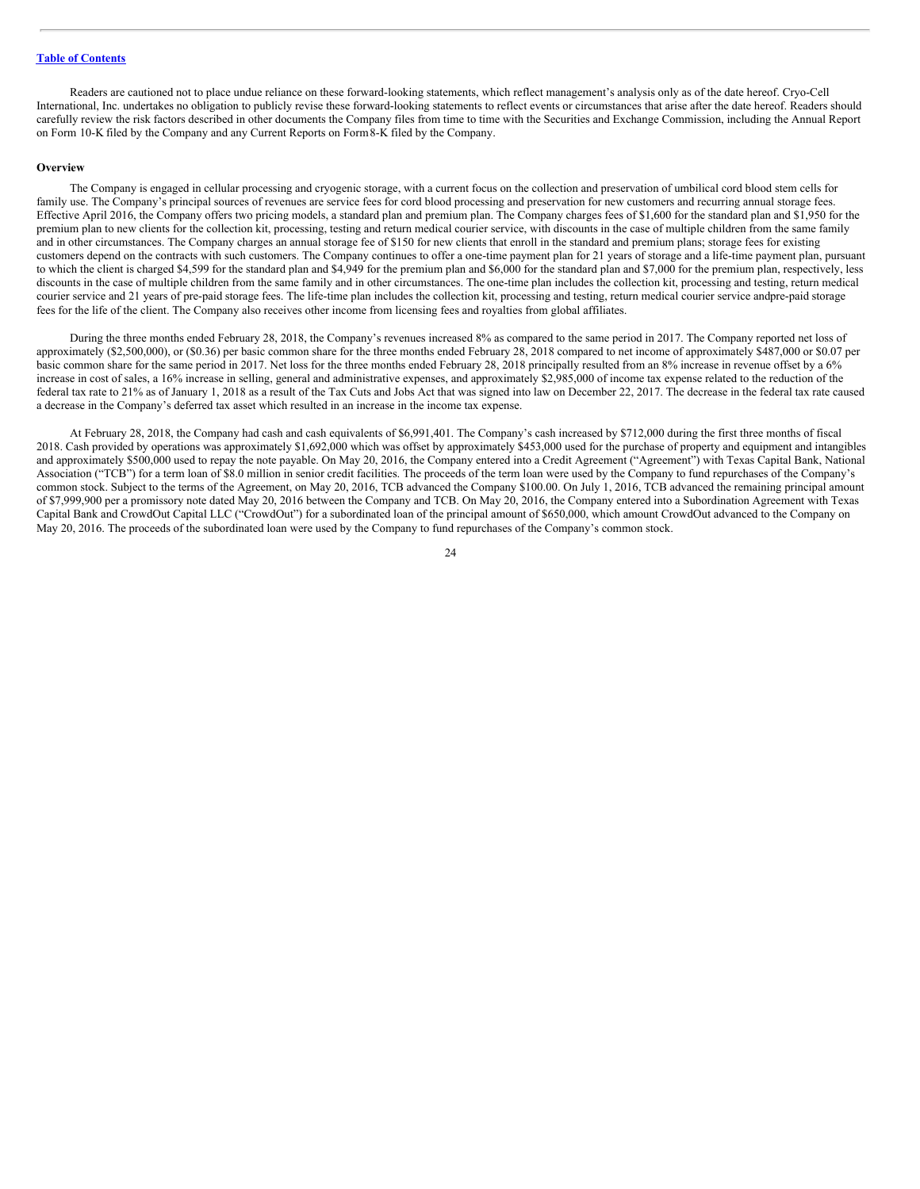[Table of Contents](#)

Readers are cautioned not to place undue reliance on these forward-looking statements, which reflect management's analysis only as of the date hereof. Cryo-Cell International, Inc. undertakes no obligation to publicly revise these forward-looking statements to reflect events or circumstances that arise after the date hereof. Readers should carefully review the risk factors described in other documents the Company files from time to time with the Securities and Exchange Commission, including the Annual Report on Form 10-K filed by the Company and any Current Reports on Form 8-K filed by the Company.

**Overview**

The Company is engaged in cellular processing and cryogenic storage, with a current focus on the collection and preservation of umbilical cord blood stem cells for family use. The Company's principal sources of revenues are service fees for cord blood processing and preservation for new customers and recurring annual storage fees. Effective April 2016, the Company offers two pricing models, a standard plan and premium plan. The Company charges fees of $1,600 for the standard plan and $1,950 for the premium plan to new clients for the collection kit, processing, testing and return medical courier service, with discounts in the case of multiple children from the same family and in other circumstances. The Company charges an annual storage fee of $150 for new clients that enroll in the standard and premium plans; storage fees for existing customers depend on the contracts with such customers. The Company continues to offer a one-time payment plan for 21 years of storage and a life-time payment plan, pursuant to which the client is charged $4,599 for the standard plan and $4,949 for the premium plan and $6,000 for the standard plan and $7,000 for the premium plan, respectively, less discounts in the case of multiple children from the same family and in other circumstances. The one-time plan includes the collection kit, processing and testing, return medical courier service and 21 years of pre-paid storage fees. The life-time plan includes the collection kit, processing and testing, return medical courier service and pre-paid storage fees for the life of the client. The Company also receives other income from licensing fees and royalties from global affiliates.

During the three months ended February 28, 2018, the Company's revenues increased 8% as compared to the same period in 2017. The Company reported net loss of approximately ($2,500,000), or ($0.36) per basic common share for the three months ended February 28, 2018 compared to net income of approximately $487,000 or $0.07 per basic common share for the same period in 2017. Net loss for the three months ended February 28, 2018 principally resulted from an 8% increase in revenue offset by a 6% increase in cost of sales, a 16% increase in selling, general and administrative expenses, and approximately $2,985,000 of income tax expense related to the reduction of the federal tax rate to 21% as of January 1, 2018 as a result of the Tax Cuts and Jobs Act that was signed into law on December 22, 2017. The decrease in the federal tax rate caused a decrease in the Company's deferred tax asset which resulted in an increase in the income tax expense.

At February 28, 2018, the Company had cash and cash equivalents of $6,991,401. The Company's cash increased by $712,000 during the first three months of fiscal 2018. Cash provided by operations was approximately $1,692,000 which was offset by approximately $453,000 used for the purchase of property and equipment and intangibles and approximately $500,000 used to repay the note payable. On May 20, 2016, the Company entered into a Credit Agreement ("Agreement") with Texas Capital Bank, National Association ("TCB") for a term loan of $8.0 million in senior credit facilities. The proceeds of the term loan were used by the Company to fund repurchases of the Company's common stock. Subject to the terms of the Agreement, on May 20, 2016, TCB advanced the Company $100.00. On July 1, 2016, TCB advanced the remaining principal amount of $7,999,900 per a promissory note dated May 20, 2016 between the Company and TCB. On May 20, 2016, the Company entered into a Subordination Agreement with Texas Capital Bank and CrowdOut Capital LLC ("CrowdOut") for a subordinated loan of the principal amount of $650,000, which amount CrowdOut advanced to the Company on May 20, 2016. The proceeds of the subordinated loan were used by the Company to fund repurchases of the Company's common stock.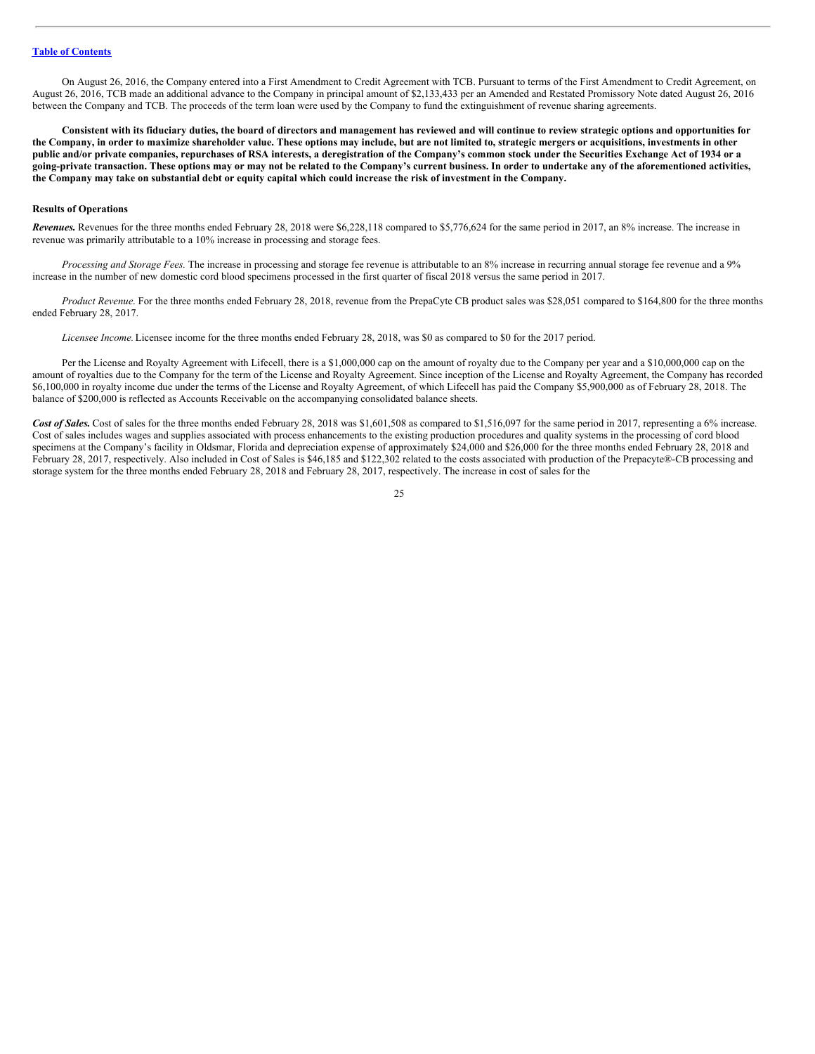On August 26, 2016, the Company entered into a First Amendment to Credit Agreement with TCB. Pursuant to terms of the First Amendment to Credit Agreement, on August 26, 2016, TCB made an additional advance to the Company in principal amount of $2,133,433 per an Amended and Restated Promissory Note dated August 26, 2016 between the Company and TCB. The proceeds of the term loan were used by the Company to fund the extinguishment of revenue sharing agreements.

**Consistent with its fiduciary duties, the board of directors and management has reviewed and will continue to review strategic options and opportunities for the Company, in order to maximize shareholder value. These options may include, but are not limited to, strategic mergers or acquisitions, investments in other public and/or private companies, repurchases of RSA interests, a deregistration of the Company's common stock under the Securities Exchange Act of 1934 or a going-private transaction. These options may or may not be related to the Company's current business. In order to undertake any of the aforementioned activities, the Company may take on substantial debt or equity capital which could increase the risk of investment in the Company.**

**Results of Operations**

***Revenues.*** Revenues for the three months ended February 28, 2018 were $6,228,118 compared to $5,776,624 for the same period in 2017, an 8% increase. The increase in revenue was primarily attributable to a 10% increase in processing and storage fees.

*Processing and Storage Fees.* The increase in processing and storage fee revenue is attributable to an 8% increase in recurring annual storage fee revenue and a 9% increase in the number of new domestic cord blood specimens processed in the first quarter of fiscal 2018 versus the same period in 2017.

*Product Revenue*. For the three months ended February 28, 2018, revenue from the PrepaCyte CB product sales was $28,051 compared to $164,800 for the three months ended February 28, 2017.

*Licensee Income.* Licensee income for the three months ended February 28, 2018, was $0 as compared to $0 for the 2017 period.

Per the License and Royalty Agreement with Lifecell, there is a $1,000,000 cap on the amount of royalty due to the Company per year and a $10,000,000 cap on the amount of royalties due to the Company for the term of the License and Royalty Agreement. Since inception of the License and Royalty Agreement, the Company has recorded $6,100,000 in royalty income due under the terms of the License and Royalty Agreement, of which Lifecell has paid the Company $5,900,000 as of February 28, 2018. The balance of $200,000 is reflected as Accounts Receivable on the accompanying consolidated balance sheets.

***Cost of Sales.*** Cost of sales for the three months ended February 28, 2018 was $1,601,508 as compared to $1,516,097 for the same period in 2017, representing a 6% increase. Cost of sales includes wages and supplies associated with process enhancements to the existing production procedures and quality systems in the processing of cord blood specimens at the Company's facility in Oldsmar, Florida and depreciation expense of approximately $24,000 and $26,000 for the three months ended February 28, 2018 and February 28, 2017, respectively. Also included in Cost of Sales is $46,185 and $122,302 related to the costs associated with production of the Prepacyte®-CB processing and storage system for the three months ended February 28, 2018 and February 28, 2017, respectively. The increase in cost of sales for the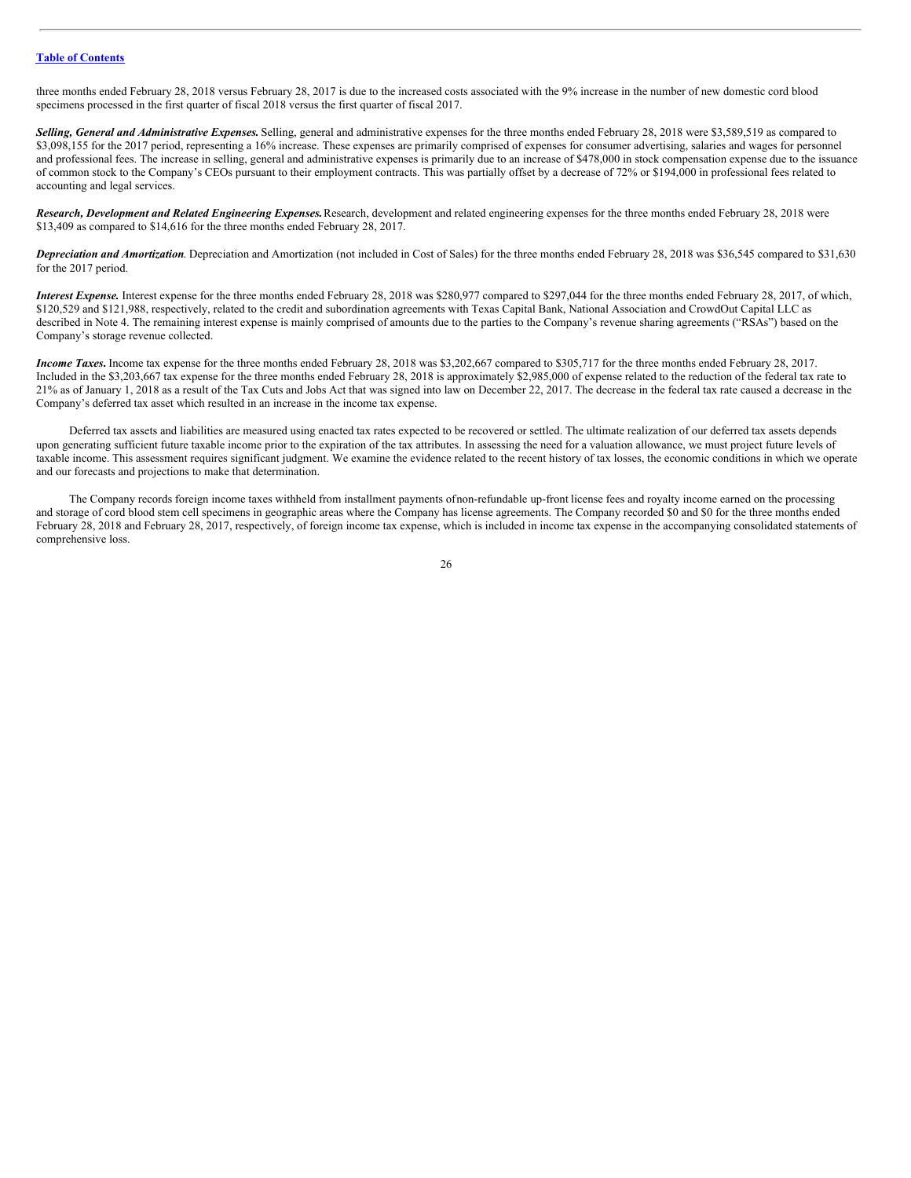three months ended February 28, 2018 versus February 28, 2017 is due to the increased costs associated with the 9% increase in the number of new domestic cord blood specimens processed in the first quarter of fiscal 2018 versus the first quarter of fiscal 2017.

***Selling, General and Administrative Expenses.*** Selling, general and administrative expenses for the three months ended February 28, 2018 were $3,589,519 as compared to $3,098,155 for the 2017 period, representing a 16% increase. These expenses are primarily comprised of expenses for consumer advertising, salaries and wages for personnel and professional fees. The increase in selling, general and administrative expenses is primarily due to an increase of $478,000 in stock compensation expense due to the issuance of common stock to the Company's CEOs pursuant to their employment contracts. This was partially offset by a decrease of 72% or $194,000 in professional fees related to accounting and legal services.

***Research, Development and Related Engineering Expenses.*** Research, development and related engineering expenses for the three months ended February 28, 2018 were $13,409 as compared to $14,616 for the three months ended February 28, 2017.

***Depreciation and Amortization.*** Depreciation and Amortization (not included in Cost of Sales) for the three months ended February 28, 2018 was $36,545 compared to $31,630 for the 2017 period.

***Interest Expense.*** Interest expense for the three months ended February 28, 2018 was $280,977 compared to $297,044 for the three months ended February 28, 2017, of which, $120,529 and $121,988, respectively, related to the credit and subordination agreements with Texas Capital Bank, National Association and CrowdOut Capital LLC as described in Note 4. The remaining interest expense is mainly comprised of amounts due to the parties to the Company's revenue sharing agreements ("RSAs") based on the Company's storage revenue collected.

***Income Taxes.*** Income tax expense for the three months ended February 28, 2018 was $3,202,667 compared to $305,717 for the three months ended February 28, 2017. Included in the $3,203,667 tax expense for the three months ended February 28, 2018 is approximately $2,985,000 of expense related to the reduction of the federal tax rate to 21% as of January 1, 2018 as a result of the Tax Cuts and Jobs Act that was signed into law on December 22, 2017. The decrease in the federal tax rate caused a decrease in the Company's deferred tax asset which resulted in an increase in the income tax expense.

Deferred tax assets and liabilities are measured using enacted tax rates expected to be recovered or settled. The ultimate realization of our deferred tax assets depends upon generating sufficient future taxable income prior to the expiration of the tax attributes. In assessing the need for a valuation allowance, we must project future levels of taxable income. This assessment requires significant judgment. We examine the evidence related to the recent history of tax losses, the economic conditions in which we operate and our forecasts and projections to make that determination.

The Company records foreign income taxes withheld from installment payments of non-refundable up-front license fees and royalty income earned on the processing and storage of cord blood stem cell specimens in geographic areas where the Company has license agreements. The Company recorded $0 and $0 for the three months ended February 28, 2018 and February 28, 2017, respectively, of foreign income tax expense, which is included in income tax expense in the accompanying consolidated statements of comprehensive loss.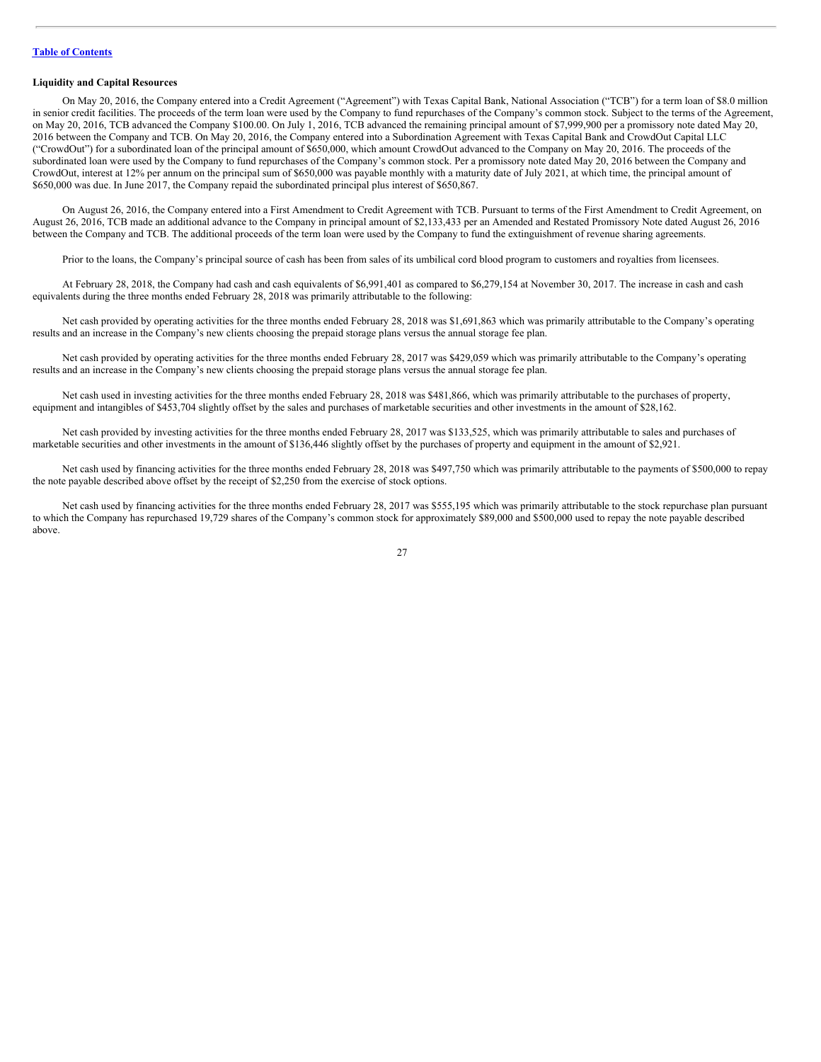**Liquidity and Capital Resources**

On May 20, 2016, the Company entered into a Credit Agreement ("Agreement") with Texas Capital Bank, National Association ("TCB") for a term loan of $8.0 million in senior credit facilities. The proceeds of the term loan were used by the Company to fund repurchases of the Company's common stock. Subject to the terms of the Agreement, on May 20, 2016, TCB advanced the Company $100.00. On July 1, 2016, TCB advanced the remaining principal amount of $7,999,900 per a promissory note dated May 20, 2016 between the Company and TCB. On May 20, 2016, the Company entered into a Subordination Agreement with Texas Capital Bank and CrowdOut Capital LLC ("CrowdOut") for a subordinated loan of the principal amount of $650,000, which amount CrowdOut advanced to the Company on May 20, 2016. The proceeds of the subordinated loan were used by the Company to fund repurchases of the Company's common stock. Per a promissory note dated May 20, 2016 between the Company and CrowdOut, interest at 12% per annum on the principal sum of $650,000 was payable monthly with a maturity date of July 2021, at which time, the principal amount of $650,000 was due. In June 2017, the Company repaid the subordinated principal plus interest of $650,867.

On August 26, 2016, the Company entered into a First Amendment to Credit Agreement with TCB. Pursuant to terms of the First Amendment to Credit Agreement, on August 26, 2016, TCB made an additional advance to the Company in principal amount of $2,133,433 per an Amended and Restated Promissory Note dated August 26, 2016 between the Company and TCB. The additional proceeds of the term loan were used by the Company to fund the extinguishment of revenue sharing agreements.

Prior to the loans, the Company's principal source of cash has been from sales of its umbilical cord blood program to customers and royalties from licensees.

At February 28, 2018, the Company had cash and cash equivalents of $6,991,401 as compared to $6,279,154 at November 30, 2017. The increase in cash and cash equivalents during the three months ended February 28, 2018 was primarily attributable to the following:

Net cash provided by operating activities for the three months ended February 28, 2018 was $1,691,863 which was primarily attributable to the Company's operating results and an increase in the Company's new clients choosing the prepaid storage plans versus the annual storage fee plan.

Net cash provided by operating activities for the three months ended February 28, 2017 was $429,059 which was primarily attributable to the Company's operating results and an increase in the Company's new clients choosing the prepaid storage plans versus the annual storage fee plan.

Net cash used in investing activities for the three months ended February 28, 2018 was $481,866, which was primarily attributable to the purchases of property, equipment and intangibles of $453,704 slightly offset by the sales and purchases of marketable securities and other investments in the amount of $28,162.

Net cash provided by investing activities for the three months ended February 28, 2017 was $133,525, which was primarily attributable to sales and purchases of marketable securities and other investments in the amount of $136,446 slightly offset by the purchases of property and equipment in the amount of $2,921.

Net cash used by financing activities for the three months ended February 28, 2018 was $497,750 which was primarily attributable to the payments of $500,000 to repay the note payable described above offset by the receipt of $2,250 from the exercise of stock options.

Net cash used by financing activities for the three months ended February 28, 2017 was $555,195 which was primarily attributable to the stock repurchase plan pursuant to which the Company has repurchased 19,729 shares of the Company's common stock for approximately $89,000 and $500,000 used to repay the note payable described above.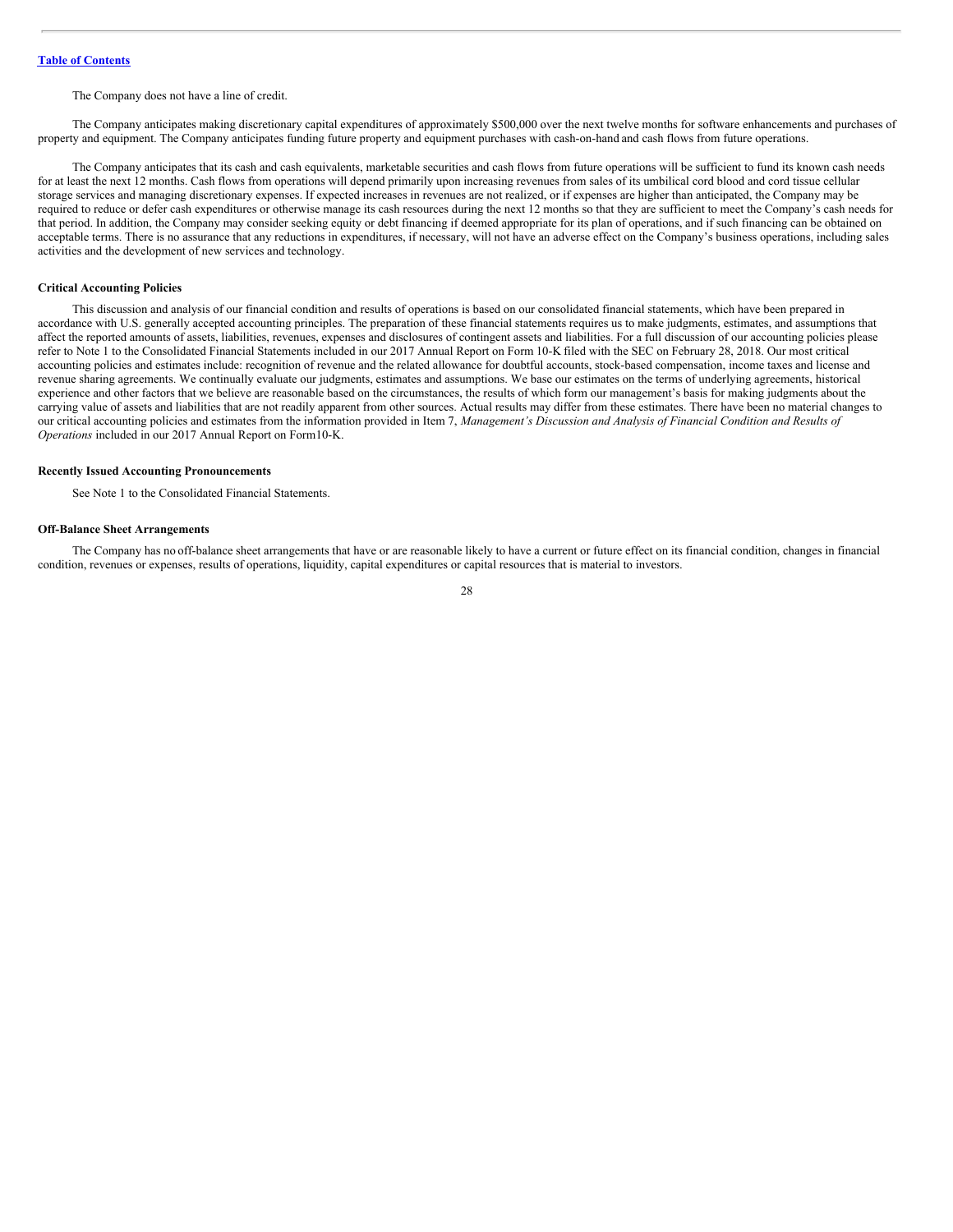The Company does not have a line of credit.

The Company anticipates making discretionary capital expenditures of approximately $500,000 over the next twelve months for software enhancements and purchases of property and equipment. The Company anticipates funding future property and equipment purchases with cash-on-hand and cash flows from future operations.

The Company anticipates that its cash and cash equivalents, marketable securities and cash flows from future operations will be sufficient to fund its known cash needs for at least the next 12 months. Cash flows from operations will depend primarily upon increasing revenues from sales of its umbilical cord blood and cord tissue cellular storage services and managing discretionary expenses. If expected increases in revenues are not realized, or if expenses are higher than anticipated, the Company may be required to reduce or defer cash expenditures or otherwise manage its cash resources during the next 12 months so that they are sufficient to meet the Company's cash needs for that period. In addition, the Company may consider seeking equity or debt financing if deemed appropriate for its plan of operations, and if such financing can be obtained on acceptable terms. There is no assurance that any reductions in expenditures, if necessary, will not have an adverse effect on the Company's business operations, including sales activities and the development of new services and technology.

**Critical Accounting Policies**

This discussion and analysis of our financial condition and results of operations is based on our consolidated financial statements, which have been prepared in accordance with U.S. generally accepted accounting principles. The preparation of these financial statements requires us to make judgments, estimates, and assumptions that affect the reported amounts of assets, liabilities, revenues, expenses and disclosures of contingent assets and liabilities. For a full discussion of our accounting policies please refer to Note 1 to the Consolidated Financial Statements included in our 2017 Annual Report on Form 10-K filed with the SEC on February 28, 2018. Our most critical accounting policies and estimates include: recognition of revenue and the related allowance for doubtful accounts, stock-based compensation, income taxes and license and revenue sharing agreements. We continually evaluate our judgments, estimates and assumptions. We base our estimates on the terms of underlying agreements, historical experience and other factors that we believe are reasonable based on the circumstances, the results of which form our management's basis for making judgments about the carrying value of assets and liabilities that are not readily apparent from other sources. Actual results may differ from these estimates. There have been no material changes to our critical accounting policies and estimates from the information provided in Item 7, *Management's Discussion and Analysis of Financial Condition and Results of Operations* included in our 2017 Annual Report on Form10-K.

**Recently Issued Accounting Pronouncements**

See Note 1 to the Consolidated Financial Statements.

**Off-Balance Sheet Arrangements**

The Company has no off-balance sheet arrangements that have or are reasonable likely to have a current or future effect on its financial condition, changes in financial condition, revenues or expenses, results of operations, liquidity, capital expenditures or capital resources that is material to investors.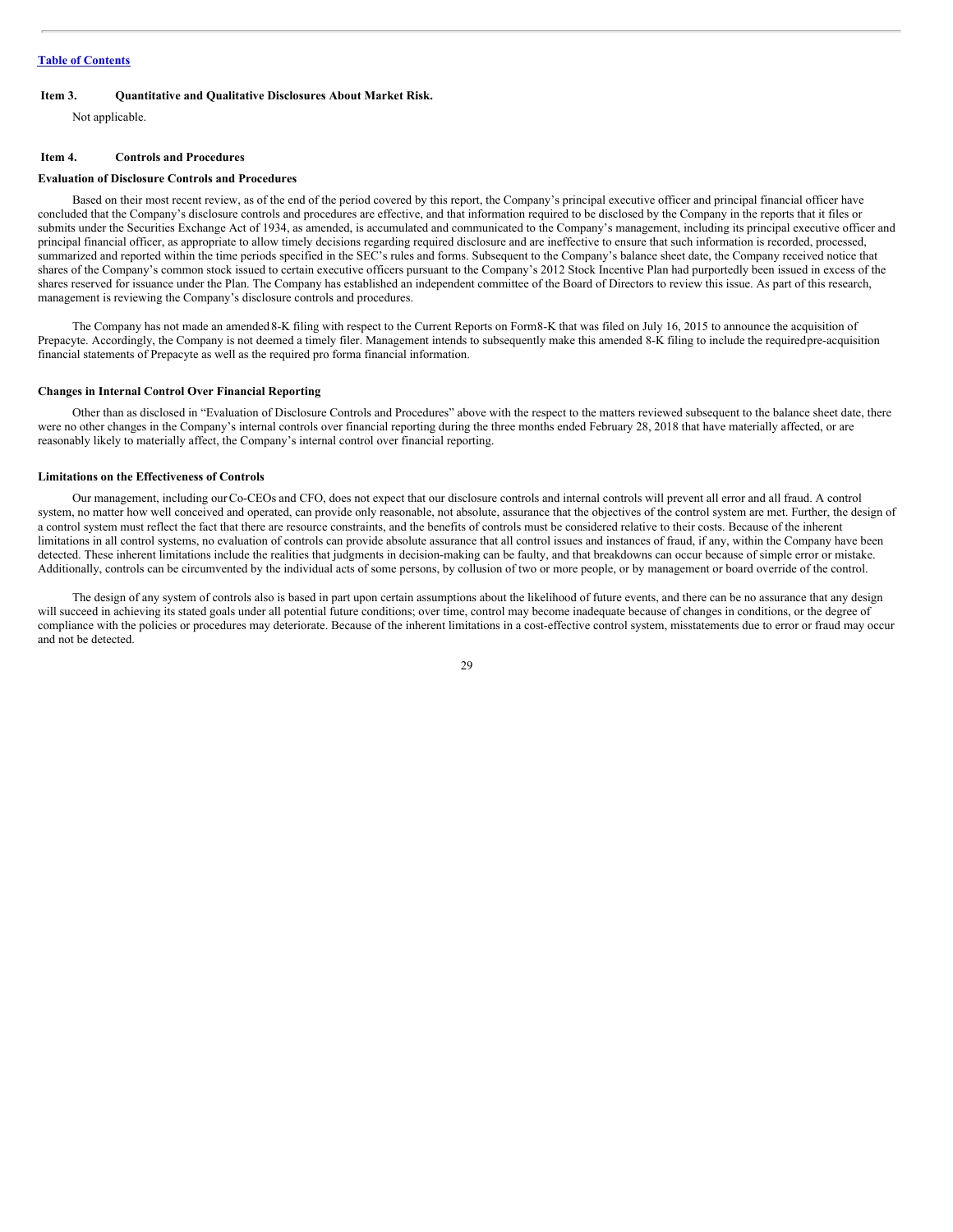## Item 3. Quantitative and Qualitative Disclosures About Market Risk.

Not applicable.

## Item 4. Controls and Procedures

### Evaluation of Disclosure Controls and Procedures

Based on their most recent review, as of the end of the period covered by this report, the Company's principal executive officer and principal financial officer have concluded that the Company's disclosure controls and procedures are effective, and that information required to be disclosed by the Company in the reports that it files or submits under the Securities Exchange Act of 1934, as amended, is accumulated and communicated to the Company's management, including its principal executive officer and principal financial officer, as appropriate to allow timely decisions regarding required disclosure and are ineffective to ensure that such information is recorded, processed, summarized and reported within the time periods specified in the SEC's rules and forms. Subsequent to the Company's balance sheet date, the Company received notice that shares of the Company's common stock issued to certain executive officers pursuant to the Company's 2012 Stock Incentive Plan had purportedly been issued in excess of the shares reserved for issuance under the Plan. The Company has established an independent committee of the Board of Directors to review this issue. As part of this research, management is reviewing the Company's disclosure controls and procedures.

The Company has not made an amended 8-K filing with respect to the Current Reports on Form 8-K that was filed on July 16, 2015 to announce the acquisition of Prepacyte. Accordingly, the Company is not deemed a timely filer. Management intends to subsequently make this amended 8-K filing to include the required pre-acquisition financial statements of Prepacyte as well as the required pro forma financial information.

### Changes in Internal Control Over Financial Reporting

Other than as disclosed in "Evaluation of Disclosure Controls and Procedures" above with the respect to the matters reviewed subsequent to the balance sheet date, there were no other changes in the Company's internal controls over financial reporting during the three months ended February 28, 2018 that have materially affected, or are reasonably likely to materially affect, the Company's internal control over financial reporting.

### Limitations on the Effectiveness of Controls

Our management, including our Co-CEOs and CFO, does not expect that our disclosure controls and internal controls will prevent all error and all fraud. A control system, no matter how well conceived and operated, can provide only reasonable, not absolute, assurance that the objectives of the control system are met. Further, the design of a control system must reflect the fact that there are resource constraints, and the benefits of controls must be considered relative to their costs. Because of the inherent limitations in all control systems, no evaluation of controls can provide absolute assurance that all control issues and instances of fraud, if any, within the Company have been detected. These inherent limitations include the realities that judgments in decision-making can be faulty, and that breakdowns can occur because of simple error or mistake. Additionally, controls can be circumvented by the individual acts of some persons, by collusion of two or more people, or by management or board override of the control.

The design of any system of controls also is based in part upon certain assumptions about the likelihood of future events, and there can be no assurance that any design will succeed in achieving its stated goals under all potential future conditions; over time, control may become inadequate because of changes in conditions, or the degree of compliance with the policies or procedures may deteriorate. Because of the inherent limitations in a cost-effective control system, misstatements due to error or fraud may occur and not be detected.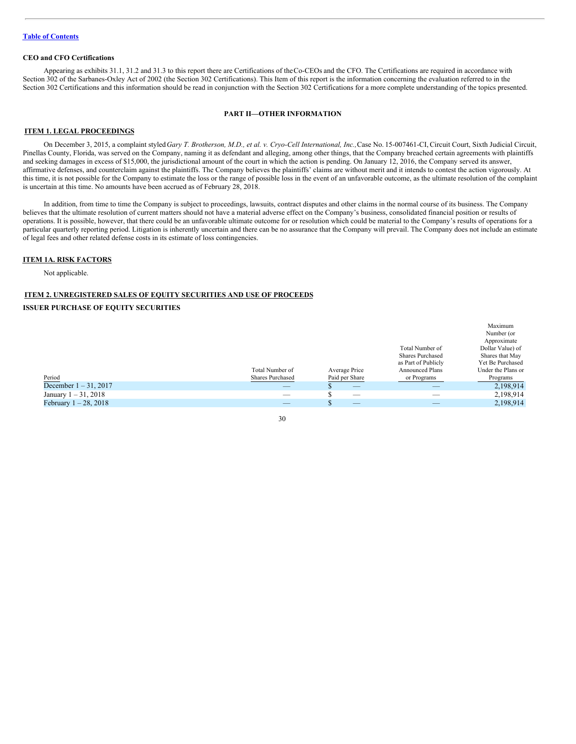[Table of Contents](#)

**CEO and CFO Certifications**

Appearing as exhibits 31.1, 31.2 and 31.3 to this report there are Certifications of the Co-CEOs and the CFO. The Certifications are required in accordance with Section 302 of the Sarbanes-Oxley Act of 2002 (the Section 302 Certifications). This Item of this report is the information concerning the evaluation referred to in the Section 302 Certifications and this information should be read in conjunction with the Section 302 Certifications for a more complete understanding of the topics presented.

## PART II—OTHER INFORMATION

### ITEM 1. LEGAL PROCEEDINGS

On December 3, 2015, a complaint styled *Gary T. Brotherson, M.D., et al. v. Cryo-Cell International, Inc.,* Case No. 15-007461-CI, Circuit Court, Sixth Judicial Circuit, Pinellas County, Florida, was served on the Company, naming it as defendant and alleging, among other things, that the Company breached certain agreements with plaintiffs and seeking damages in excess of $15,000, the jurisdictional amount of the court in which the action is pending. On January 12, 2016, the Company served its answer, affirmative defenses, and counterclaim against the plaintiffs. The Company believes the plaintiffs' claims are without merit and it intends to contest the action vigorously. At this time, it is not possible for the Company to estimate the loss or the range of possible loss in the event of an unfavorable outcome, as the ultimate resolution of the complaint is uncertain at this time. No amounts have been accrued as of February 28, 2018.

In addition, from time to time the Company is subject to proceedings, lawsuits, contract disputes and other claims in the normal course of its business. The Company believes that the ultimate resolution of current matters should not have a material adverse effect on the Company's business, consolidated financial position or results of operations. It is possible, however, that there could be an unfavorable ultimate outcome for or resolution which could be material to the Company's results of operations for a particular quarterly reporting period. Litigation is inherently uncertain and there can be no assurance that the Company will prevail. The Company does not include an estimate of legal fees and other related defense costs in its estimate of loss contingencies.

### ITEM 1A. RISK FACTORS

Not applicable.

### ITEM 2. UNREGISTERED SALES OF EQUITY SECURITIES AND USE OF PROCEEDS

**ISSUER PURCHASE OF EQUITY SECURITIES**

| Period | Total Number of Shares Purchased | Average Price Paid per Share | Total Number of Shares Purchased as Part of Publicly Announced Plans or Programs | Maximum Number (or Approximate Dollar Value) of Shares that May Yet Be Purchased Under the Plans or Programs |
|---|---|---|---|---|
| December 1 – 31, 2017 | — | $ — | — | 2,198,914 |
| January 1 – 31, 2018 | — | $ — | — | 2,198,914 |
| February 1 – 28, 2018 | — | $ — | — | 2,198,914 |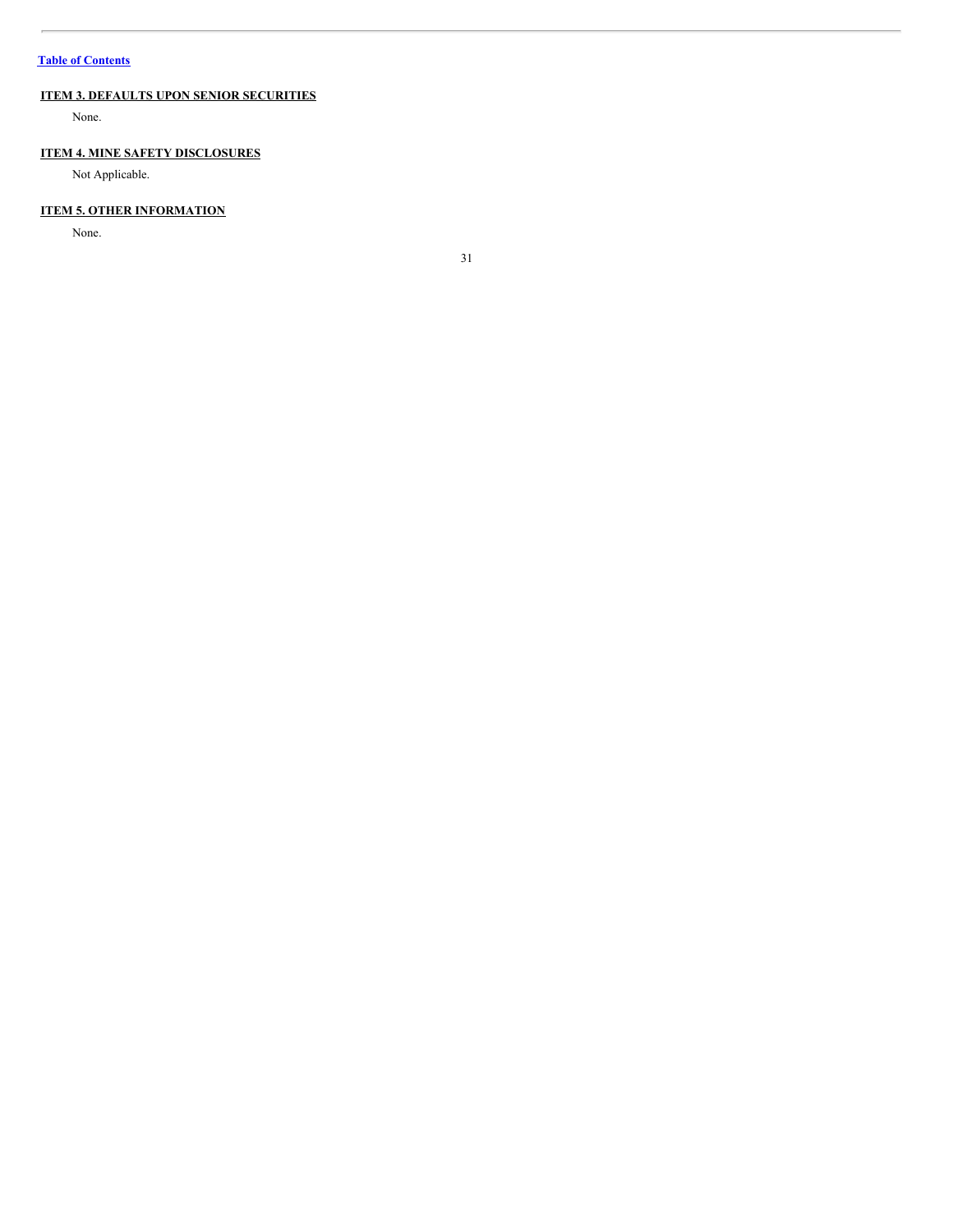## ITEM 3. DEFAULTS UPON SENIOR SECURITIES

None.

## ITEM 4. MINE SAFETY DISCLOSURES

Not Applicable.

## ITEM 5. OTHER INFORMATION

None.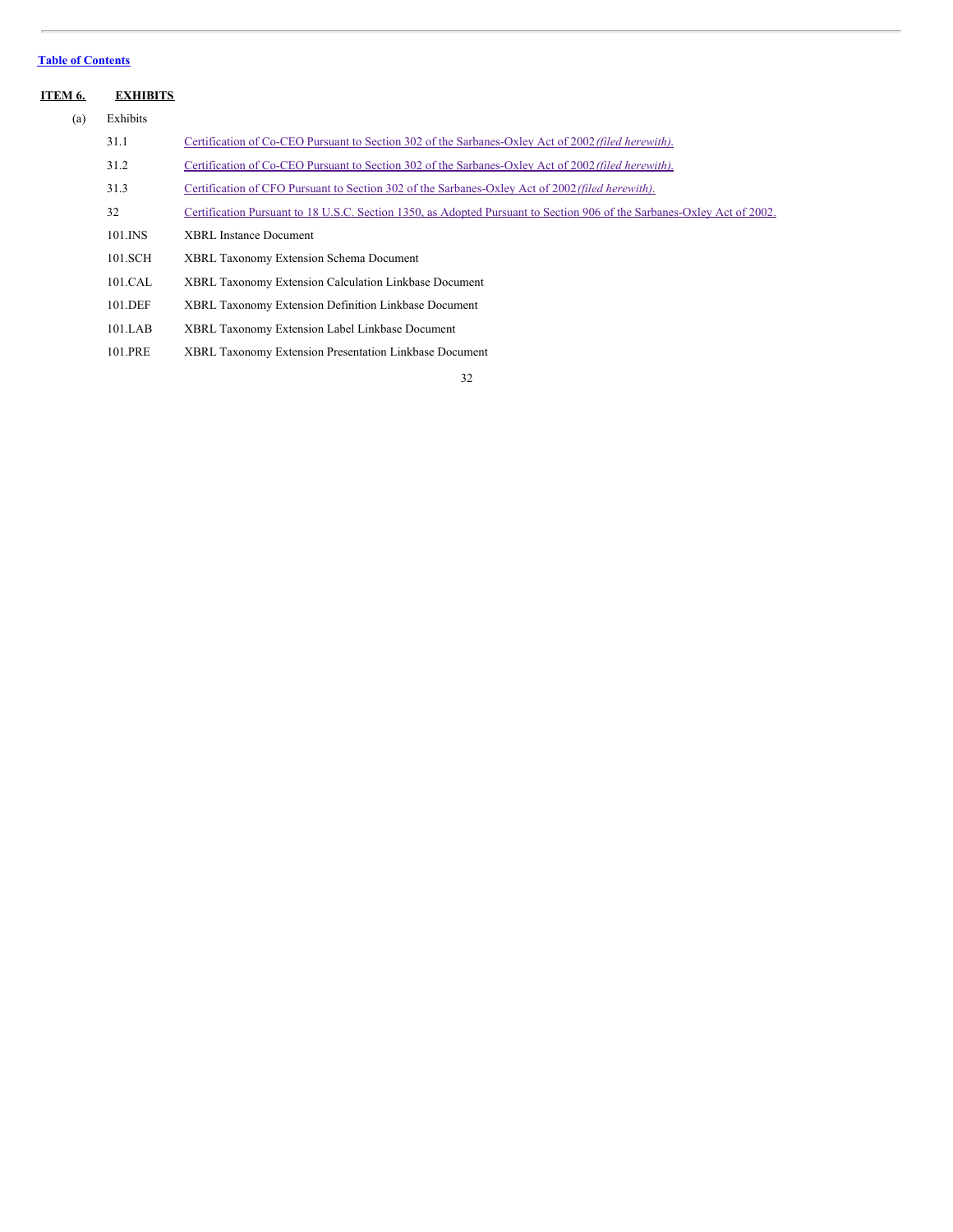[Table of Contents](#)

## ITEM 6. EXHIBITS

(a) Exhibits

| | |
|---|---|
| 31.1 | Certification of Co-CEO Pursuant to Section 302 of the Sarbanes-Oxley Act of 2002 *(filed herewith).* |
| 31.2 | Certification of Co-CEO Pursuant to Section 302 of the Sarbanes-Oxley Act of 2002 *(filed herewith).* |
| 31.3 | Certification of CFO Pursuant to Section 302 of the Sarbanes-Oxley Act of 2002 *(filed herewith).* |
| 32 | Certification Pursuant to 18 U.S.C. Section 1350, as Adopted Pursuant to Section 906 of the Sarbanes-Oxley Act of 2002. |
| 101.INS | XBRL Instance Document |
| 101.SCH | XBRL Taxonomy Extension Schema Document |
| 101.CAL | XBRL Taxonomy Extension Calculation Linkbase Document |
| 101.DEF | XBRL Taxonomy Extension Definition Linkbase Document |
| 101.LAB | XBRL Taxonomy Extension Label Linkbase Document |
| 101.PRE | XBRL Taxonomy Extension Presentation Linkbase Document |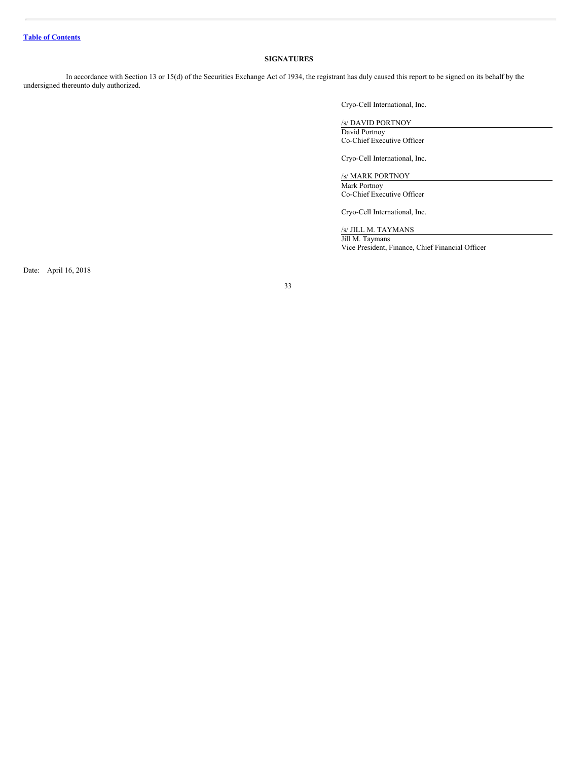[Table of Contents](#)

## SIGNATURES

In accordance with Section 13 or 15(d) of the Securities Exchange Act of 1934, the registrant has duly caused this report to be signed on its behalf by the undersigned thereunto duly authorized.

Cryo-Cell International, Inc.

/s/ DAVID PORTNOY
David Portnoy
Co-Chief Executive Officer

Cryo-Cell International, Inc.

/s/ MARK PORTNOY
Mark Portnoy
Co-Chief Executive Officer

Cryo-Cell International, Inc.

/s/ JILL M. TAYMANS
Jill M. Taymans
Vice President, Finance, Chief Financial Officer

Date: April 16, 2018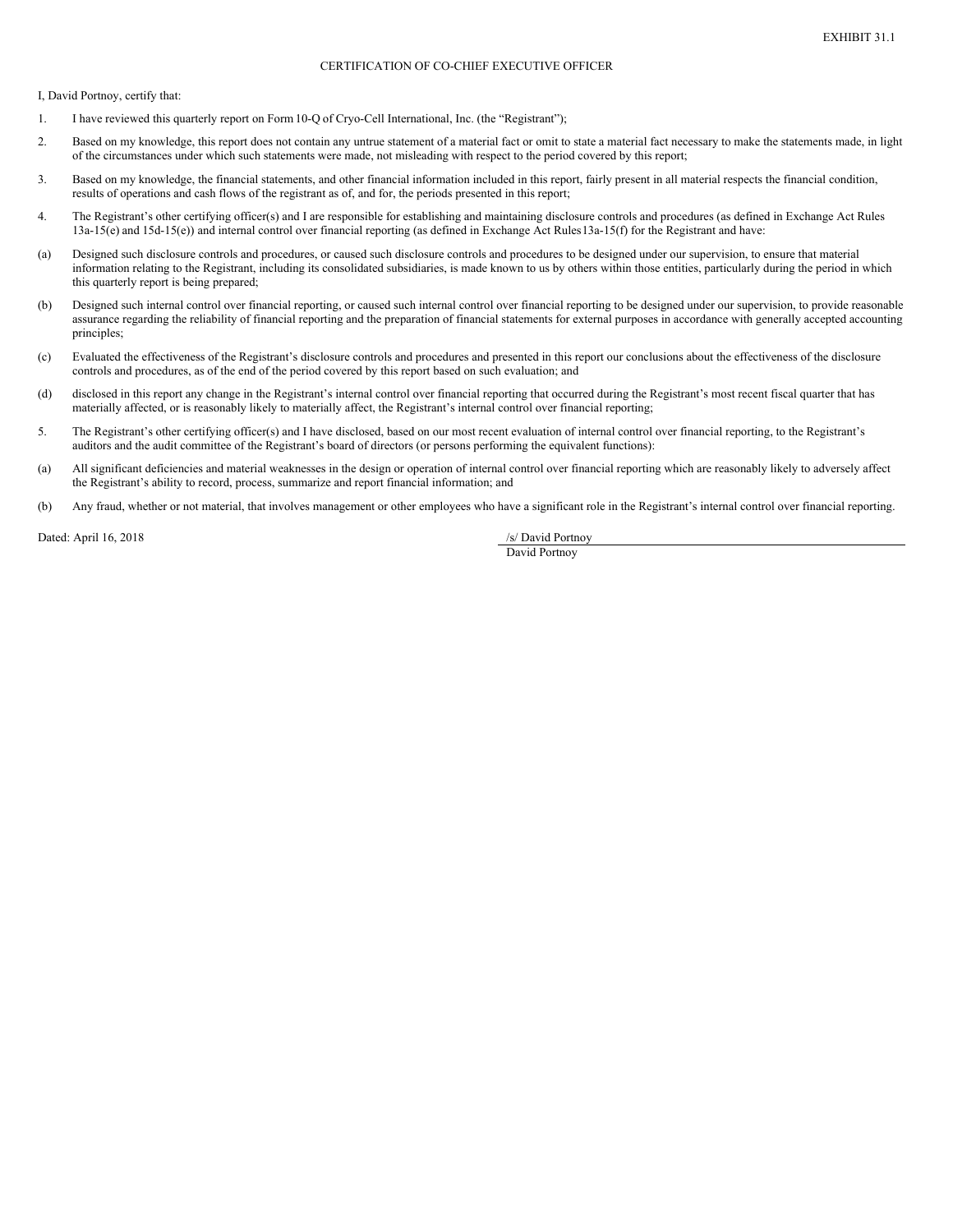EXHIBIT 31.1

CERTIFICATION OF CO-CHIEF EXECUTIVE OFFICER

I, David Portnoy, certify that:

1. I have reviewed this quarterly report on Form 10-Q of Cryo-Cell International, Inc. (the "Registrant");

2. Based on my knowledge, this report does not contain any untrue statement of a material fact or omit to state a material fact necessary to make the statements made, in light of the circumstances under which such statements were made, not misleading with respect to the period covered by this report;

3. Based on my knowledge, the financial statements, and other financial information included in this report, fairly present in all material respects the financial condition, results of operations and cash flows of the registrant as of, and for, the periods presented in this report;

4. The Registrant's other certifying officer(s) and I are responsible for establishing and maintaining disclosure controls and procedures (as defined in Exchange Act Rules 13a-15(e) and 15d-15(e)) and internal control over financial reporting (as defined in Exchange Act Rules13a-15(f) for the Registrant and have:

(a) Designed such disclosure controls and procedures, or caused such disclosure controls and procedures to be designed under our supervision, to ensure that material information relating to the Registrant, including its consolidated subsidiaries, is made known to us by others within those entities, particularly during the period in which this quarterly report is being prepared;

(b) Designed such internal control over financial reporting, or caused such internal control over financial reporting to be designed under our supervision, to provide reasonable assurance regarding the reliability of financial reporting and the preparation of financial statements for external purposes in accordance with generally accepted accounting principles;

(c) Evaluated the effectiveness of the Registrant's disclosure controls and procedures and presented in this report our conclusions about the effectiveness of the disclosure controls and procedures, as of the end of the period covered by this report based on such evaluation; and

(d) disclosed in this report any change in the Registrant's internal control over financial reporting that occurred during the Registrant's most recent fiscal quarter that has materially affected, or is reasonably likely to materially affect, the Registrant's internal control over financial reporting;

5. The Registrant's other certifying officer(s) and I have disclosed, based on our most recent evaluation of internal control over financial reporting, to the Registrant's auditors and the audit committee of the Registrant's board of directors (or persons performing the equivalent functions):

(a) All significant deficiencies and material weaknesses in the design or operation of internal control over financial reporting which are reasonably likely to adversely affect the Registrant's ability to record, process, summarize and report financial information; and

(b) Any fraud, whether or not material, that involves management or other employees who have a significant role in the Registrant's internal control over financial reporting.

Dated: April 16, 2018

/s/ David Portnoy

David Portnoy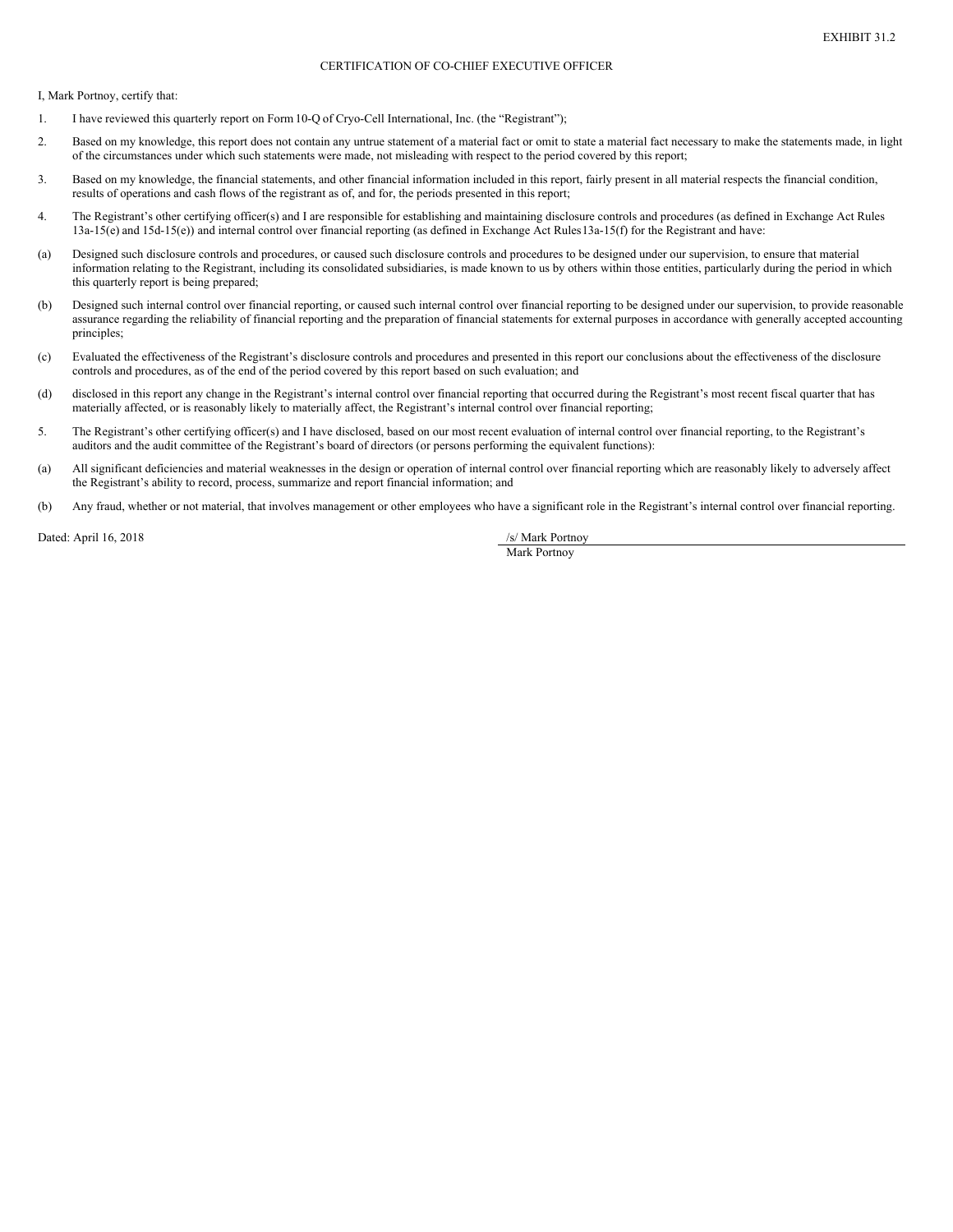EXHIBIT 31.2

CERTIFICATION OF CO-CHIEF EXECUTIVE OFFICER

I, Mark Portnoy, certify that:

1. I have reviewed this quarterly report on Form 10-Q of Cryo-Cell International, Inc. (the "Registrant");

2. Based on my knowledge, this report does not contain any untrue statement of a material fact or omit to state a material fact necessary to make the statements made, in light of the circumstances under which such statements were made, not misleading with respect to the period covered by this report;

3. Based on my knowledge, the financial statements, and other financial information included in this report, fairly present in all material respects the financial condition, results of operations and cash flows of the registrant as of, and for, the periods presented in this report;

4. The Registrant's other certifying officer(s) and I are responsible for establishing and maintaining disclosure controls and procedures (as defined in Exchange Act Rules 13a-15(e) and 15d-15(e)) and internal control over financial reporting (as defined in Exchange Act Rules13a-15(f) for the Registrant and have:

(a) Designed such disclosure controls and procedures, or caused such disclosure controls and procedures to be designed under our supervision, to ensure that material information relating to the Registrant, including its consolidated subsidiaries, is made known to us by others within those entities, particularly during the period in which this quarterly report is being prepared;

(b) Designed such internal control over financial reporting, or caused such internal control over financial reporting to be designed under our supervision, to provide reasonable assurance regarding the reliability of financial reporting and the preparation of financial statements for external purposes in accordance with generally accepted accounting principles;

(c) Evaluated the effectiveness of the Registrant's disclosure controls and procedures and presented in this report our conclusions about the effectiveness of the disclosure controls and procedures, as of the end of the period covered by this report based on such evaluation; and

(d) disclosed in this report any change in the Registrant's internal control over financial reporting that occurred during the Registrant's most recent fiscal quarter that has materially affected, or is reasonably likely to materially affect, the Registrant's internal control over financial reporting;

5. The Registrant's other certifying officer(s) and I have disclosed, based on our most recent evaluation of internal control over financial reporting, to the Registrant's auditors and the audit committee of the Registrant's board of directors (or persons performing the equivalent functions):

(a) All significant deficiencies and material weaknesses in the design or operation of internal control over financial reporting which are reasonably likely to adversely affect the Registrant's ability to record, process, summarize and report financial information; and

(b) Any fraud, whether or not material, that involves management or other employees who have a significant role in the Registrant's internal control over financial reporting.

Dated: April 16, 2018

/s/ Mark Portnoy

Mark Portnoy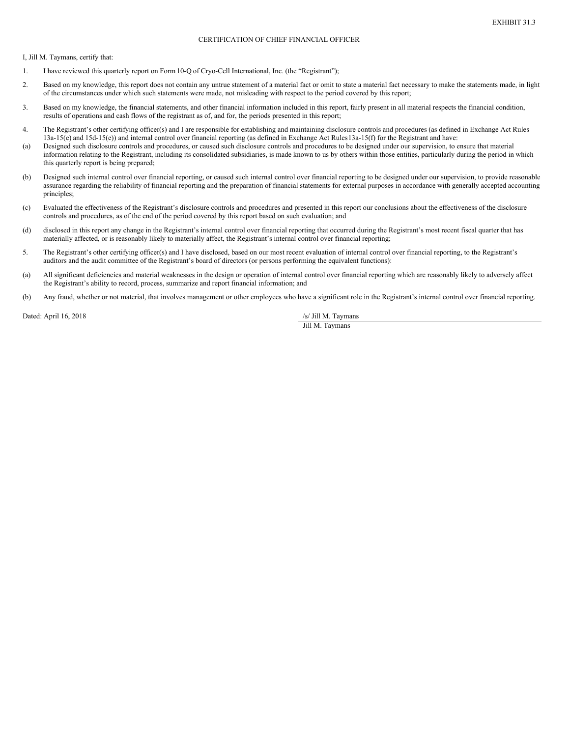EXHIBIT 31.3

CERTIFICATION OF CHIEF FINANCIAL OFFICER

I, Jill M. Taymans, certify that:

1. I have reviewed this quarterly report on Form 10-Q of Cryo-Cell International, Inc. (the "Registrant");

2. Based on my knowledge, this report does not contain any untrue statement of a material fact or omit to state a material fact necessary to make the statements made, in light of the circumstances under which such statements were made, not misleading with respect to the period covered by this report;

3. Based on my knowledge, the financial statements, and other financial information included in this report, fairly present in all material respects the financial condition, results of operations and cash flows of the registrant as of, and for, the periods presented in this report;

4. The Registrant's other certifying officer(s) and I are responsible for establishing and maintaining disclosure controls and procedures (as defined in Exchange Act Rules 13a-15(e) and 15d-15(e)) and internal control over financial reporting (as defined in Exchange Act Rules13a-15(f) for the Registrant and have:

(a) Designed such disclosure controls and procedures, or caused such disclosure controls and procedures to be designed under our supervision, to ensure that material information relating to the Registrant, including its consolidated subsidiaries, is made known to us by others within those entities, particularly during the period in which this quarterly report is being prepared;

(b) Designed such internal control over financial reporting, or caused such internal control over financial reporting to be designed under our supervision, to provide reasonable assurance regarding the reliability of financial reporting and the preparation of financial statements for external purposes in accordance with generally accepted accounting principles;

(c) Evaluated the effectiveness of the Registrant's disclosure controls and procedures and presented in this report our conclusions about the effectiveness of the disclosure controls and procedures, as of the end of the period covered by this report based on such evaluation; and

(d) disclosed in this report any change in the Registrant's internal control over financial reporting that occurred during the Registrant's most recent fiscal quarter that has materially affected, or is reasonably likely to materially affect, the Registrant's internal control over financial reporting;

5. The Registrant's other certifying officer(s) and I have disclosed, based on our most recent evaluation of internal control over financial reporting, to the Registrant's auditors and the audit committee of the Registrant's board of directors (or persons performing the equivalent functions):

(a) All significant deficiencies and material weaknesses in the design or operation of internal control over financial reporting which are reasonably likely to adversely affect the Registrant's ability to record, process, summarize and report financial information; and

(b) Any fraud, whether or not material, that involves management or other employees who have a significant role in the Registrant's internal control over financial reporting.

Dated: April 16, 2018

/s/ Jill M. Taymans

Jill M. Taymans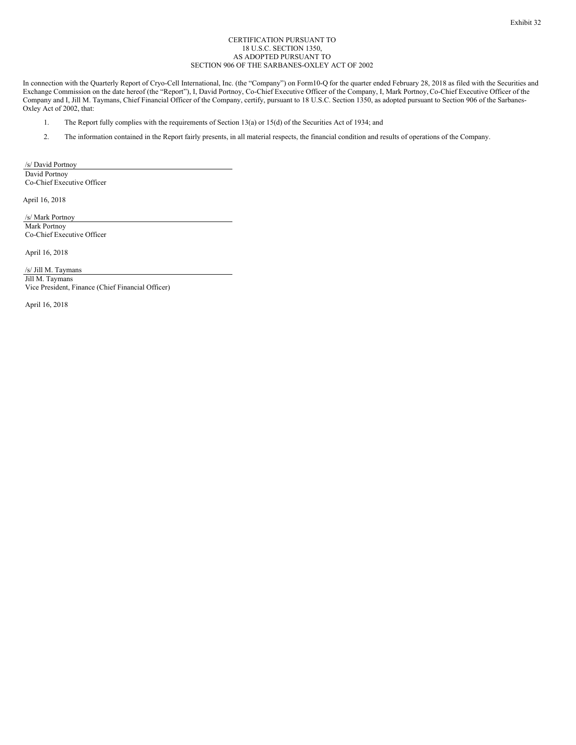Exhibit 32

CERTIFICATION PURSUANT TO
18 U.S.C. SECTION 1350,
AS ADOPTED PURSUANT TO
SECTION 906 OF THE SARBANES-OXLEY ACT OF 2002

In connection with the Quarterly Report of Cryo-Cell International, Inc. (the "Company") on Form10-Q for the quarter ended February 28, 2018 as filed with the Securities and Exchange Commission on the date hereof (the "Report"), I, David Portnoy, Co-Chief Executive Officer of the Company, I, Mark Portnoy, Co-Chief Executive Officer of the Company and I, Jill M. Taymans, Chief Financial Officer of the Company, certify, pursuant to 18 U.S.C. Section 1350, as adopted pursuant to Section 906 of the Sarbanes-Oxley Act of 2002, that:

1. The Report fully complies with the requirements of Section 13(a) or 15(d) of the Securities Act of 1934; and

2. The information contained in the Report fairly presents, in all material respects, the financial condition and results of operations of the Company.

/s/ David Portnoy
David Portnoy
Co-Chief Executive Officer

April 16, 2018

/s/ Mark Portnoy
Mark Portnoy
Co-Chief Executive Officer

April 16, 2018

/s/ Jill M. Taymans
Jill M. Taymans
Vice President, Finance (Chief Financial Officer)

April 16, 2018